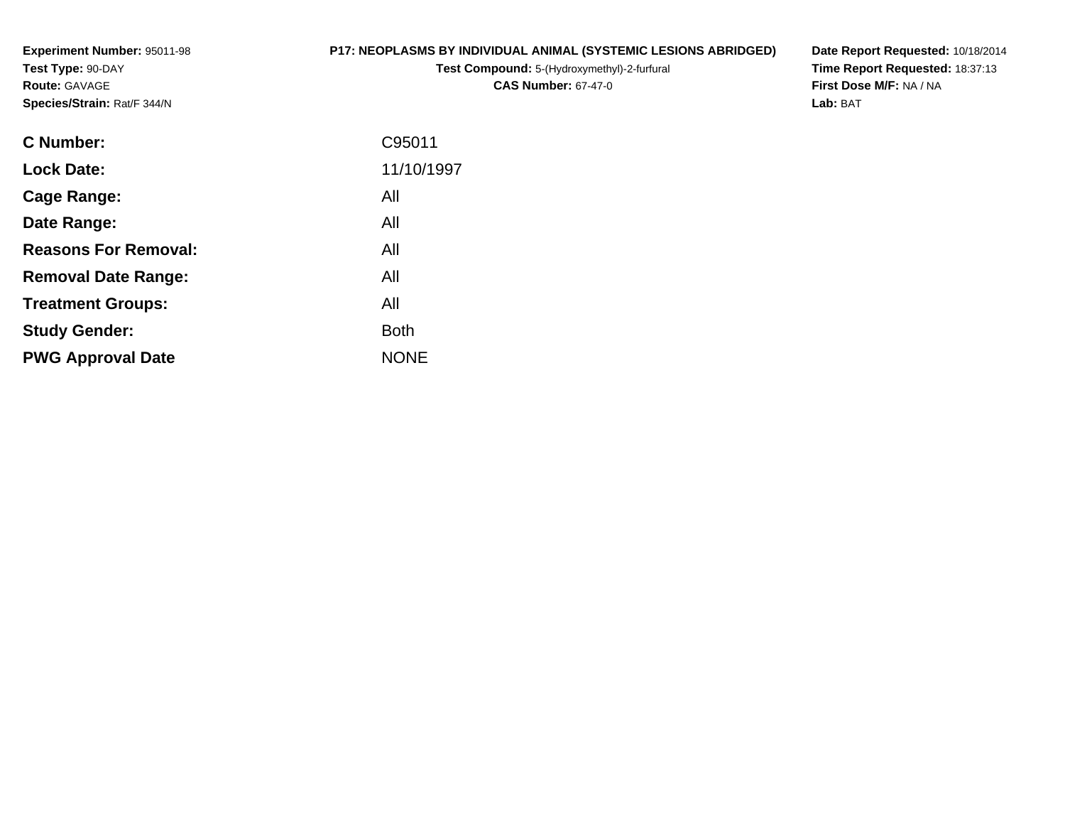**Experiment Number:** 95011-98
**Test Type:** 90-DAY
**Route:** GAVAGE
**Species/Strain:** Rat/F 344/N

**P17: NEOPLASMS BY INDIVIDUAL ANIMAL (SYSTEMIC LESIONS ABRIDGED)**
**Test Compound:** 5-(Hydroxymethyl)-2-furfural
**CAS Number:** 67-47-0

**Date Report Requested:** 10/18/2014
**Time Report Requested:** 18:37:13
**First Dose M/F:** NA / NA
**Lab:** BAT

| | |
|---|---|
| **C Number:** | C95011 |
| **Lock Date:** | 11/10/1997 |
| **Cage Range:** | All |
| **Date Range:** | All |
| **Reasons For Removal:** | All |
| **Removal Date Range:** | All |
| **Treatment Groups:** | All |
| **Study Gender:** | Both |
| **PWG Approval Date** | NONE |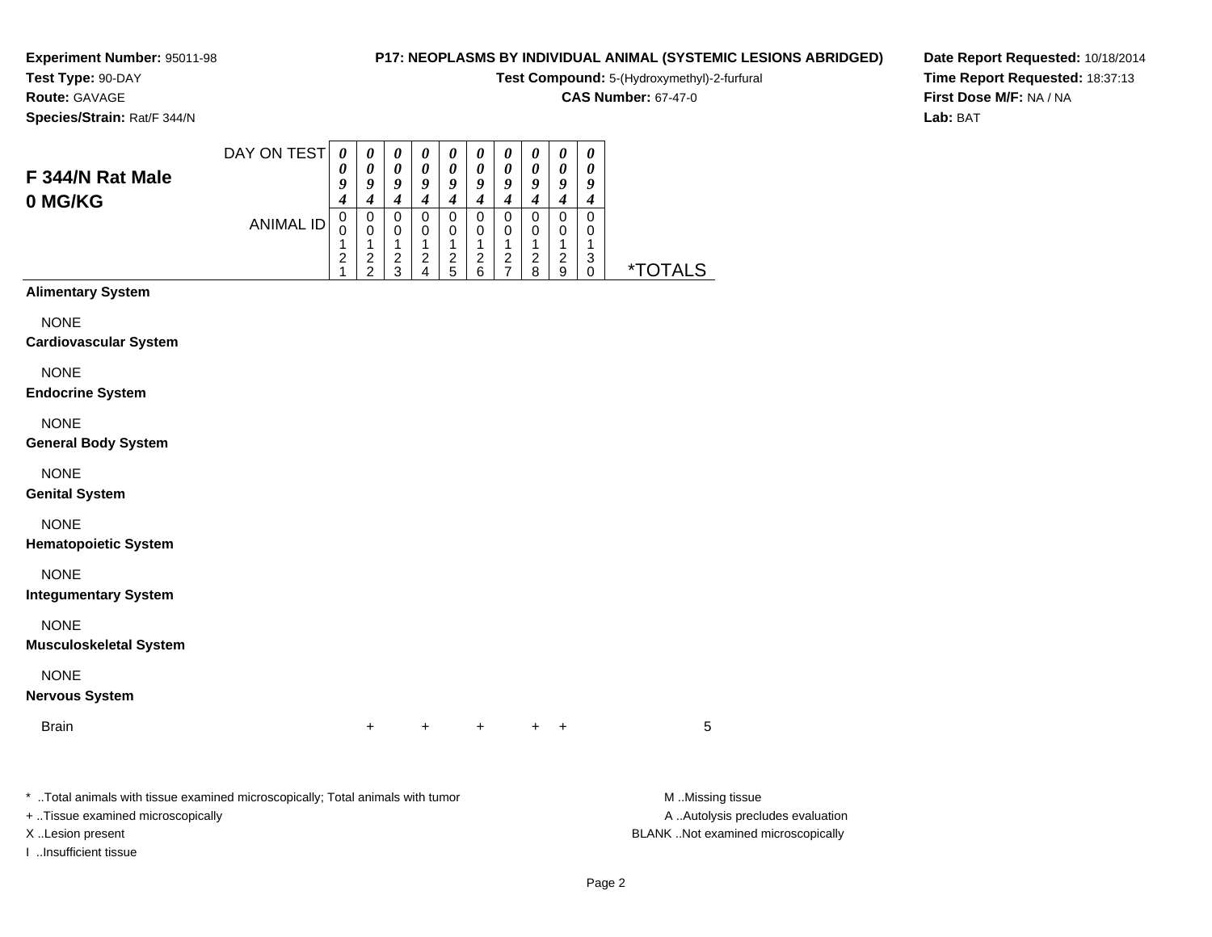**Experiment Number:** 95011-98
**Test Type:** 90-DAY
**Route:** GAVAGE
**Species/Strain:** Rat/F 344/N

**P17: NEOPLASMS BY INDIVIDUAL ANIMAL (SYSTEMIC LESIONS ABRIDGED)**
**Test Compound:** 5-(Hydroxymethyl)-2-furfural
**CAS Number:** 67-47-0

**Date Report Requested:** 10/18/2014
**Time Report Requested:** 18:37:13
**First Dose M/F:** NA / NA
**Lab:** BAT

## F 344/N Rat Male 0 MG/KG

| DAY ON TEST | 0094 | 0094 | 0094 | 0094 | 0094 | 0094 | 0094 | 0094 | 0094 | 0094 | |
|---|---|---|---|---|---|---|---|---|---|---|---|
| ANIMAL ID | 00121 | 00122 | 00123 | 00124 | 00125 | 00126 | 00127 | 00128 | 00129 | 00130 | *TOTALS |
| **Alimentary System** | | | | | | | | | | | |
| NONE | | | | | | | | | | | |
| **Cardiovascular System** | | | | | | | | | | | |
| NONE | | | | | | | | | | | |
| **Endocrine System** | | | | | | | | | | | |
| NONE | | | | | | | | | | | |
| **General Body System** | | | | | | | | | | | |
| NONE | | | | | | | | | | | |
| **Genital System** | | | | | | | | | | | |
| NONE | | | | | | | | | | | |
| **Hematopoietic System** | | | | | | | | | | | |
| NONE | | | | | | | | | | | |
| **Integumentary System** | | | | | | | | | | | |
| NONE | | | | | | | | | | | |
| **Musculoskeletal System** | | | | | | | | | | | |
| NONE | | | | | | | | | | | |
| **Nervous System** | | | | | | | | | | | |
| Brain | | + | | + | | + | | + | + | | 5 |

* ..Total animals with tissue examined microscopically; Total animals with tumor
+ ..Tissue examined microscopically
X ..Lesion present
I ..Insufficient tissue

M ..Missing tissue
A ..Autolysis precludes evaluation
BLANK ..Not examined microscopically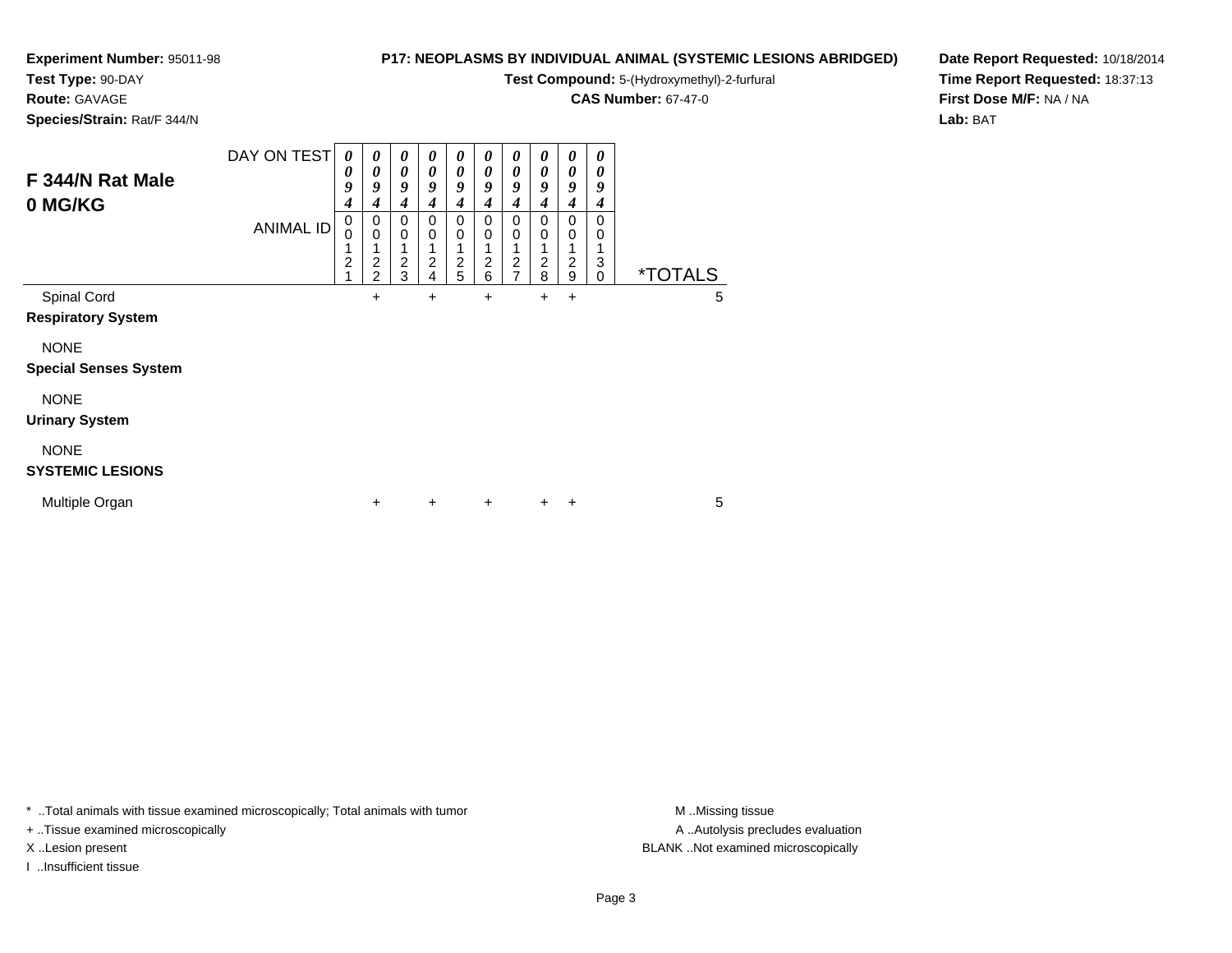**Experiment Number:** 95011-98
**Test Type:** 90-DAY
**Route:** GAVAGE
**Species/Strain:** Rat/F 344/N

**P17: NEOPLASMS BY INDIVIDUAL ANIMAL (SYSTEMIC LESIONS ABRIDGED)**
**Test Compound:** 5-(Hydroxymethyl)-2-furfural
**CAS Number:** 67-47-0

**Date Report Requested:** 10/18/2014
**Time Report Requested:** 18:37:13
**First Dose M/F:** NA / NA
**Lab:** BAT

## F 344/N Rat Male 0 MG/KG

| DAY ON TEST | 0094 | 0094 | 0094 | 0094 | 0094 | 0094 | 0094 | 0094 | 0094 | 0094 | |
|---|---|---|---|---|---|---|---|---|---|---|---|
| ANIMAL ID | 00121 | 00122 | 00123 | 00124 | 00125 | 00126 | 00127 | 00128 | 00129 | 00130 | *TOTALS |
| Spinal Cord | | + | | + | | + | | + | + | | 5 |
| **Respiratory System** | | | | | | | | | | | |
| NONE | | | | | | | | | | | |
| **Special Senses System** | | | | | | | | | | | |
| NONE | | | | | | | | | | | |
| **Urinary System** | | | | | | | | | | | |
| NONE | | | | | | | | | | | |
| **SYSTEMIC LESIONS** | | | | | | | | | | | |
| Multiple Organ | | + | | + | | + | | + | + | | 5 |

* ..Total animals with tissue examined microscopically; Total animals with tumor
+ ..Tissue examined microscopically
X ..Lesion present
I ..Insufficient tissue

M ..Missing tissue
A ..Autolysis precludes evaluation
BLANK ..Not examined microscopically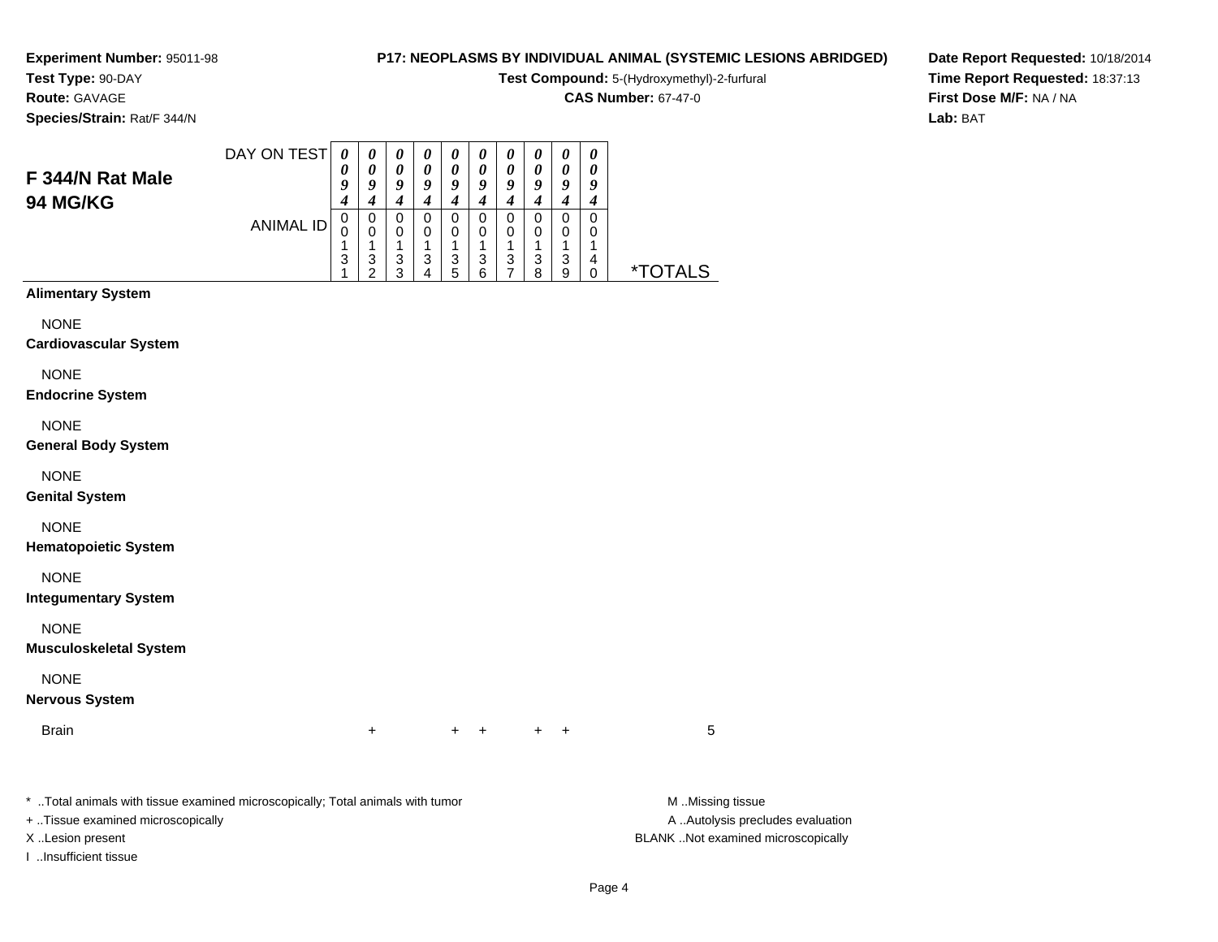**Experiment Number:** 95011-98
**Test Type:** 90-DAY
**Route:** GAVAGE
**Species/Strain:** Rat/F 344/N

**P17: NEOPLASMS BY INDIVIDUAL ANIMAL (SYSTEMIC LESIONS ABRIDGED)**
**Test Compound:** 5-(Hydroxymethyl)-2-furfural
**CAS Number:** 67-47-0

**Date Report Requested:** 10/18/2014
**Time Report Requested:** 18:37:13
**First Dose M/F:** NA / NA
**Lab:** BAT

## F 344/N Rat Male 94 MG/KG

| DAY ON TEST | 0094 | 0094 | 0094 | 0094 | 0094 | 0094 | 0094 | 0094 | 0094 | 0094 | |
|---|---|---|---|---|---|---|---|---|---|---|---|
| ANIMAL ID | 00131 | 00132 | 00133 | 00134 | 00135 | 00136 | 00137 | 00138 | 00139 | 00140 | *TOTALS |
| **Alimentary System** | | | | | | | | | | | |
| NONE | | | | | | | | | | | |
| **Cardiovascular System** | | | | | | | | | | | |
| NONE | | | | | | | | | | | |
| **Endocrine System** | | | | | | | | | | | |
| NONE | | | | | | | | | | | |
| **General Body System** | | | | | | | | | | | |
| NONE | | | | | | | | | | | |
| **Genital System** | | | | | | | | | | | |
| NONE | | | | | | | | | | | |
| **Hematopoietic System** | | | | | | | | | | | |
| NONE | | | | | | | | | | | |
| **Integumentary System** | | | | | | | | | | | |
| NONE | | | | | | | | | | | |
| **Musculoskeletal System** | | | | | | | | | | | |
| NONE | | | | | | | | | | | |
| **Nervous System** | | | | | | | | | | | |
| Brain | | + | | | + | + | | + | + | | 5 |

* ..Total animals with tissue examined microscopically; Total animals with tumor
+ ..Tissue examined microscopically
X ..Lesion present
I ..Insufficient tissue

M ..Missing tissue
A ..Autolysis precludes evaluation
BLANK ..Not examined microscopically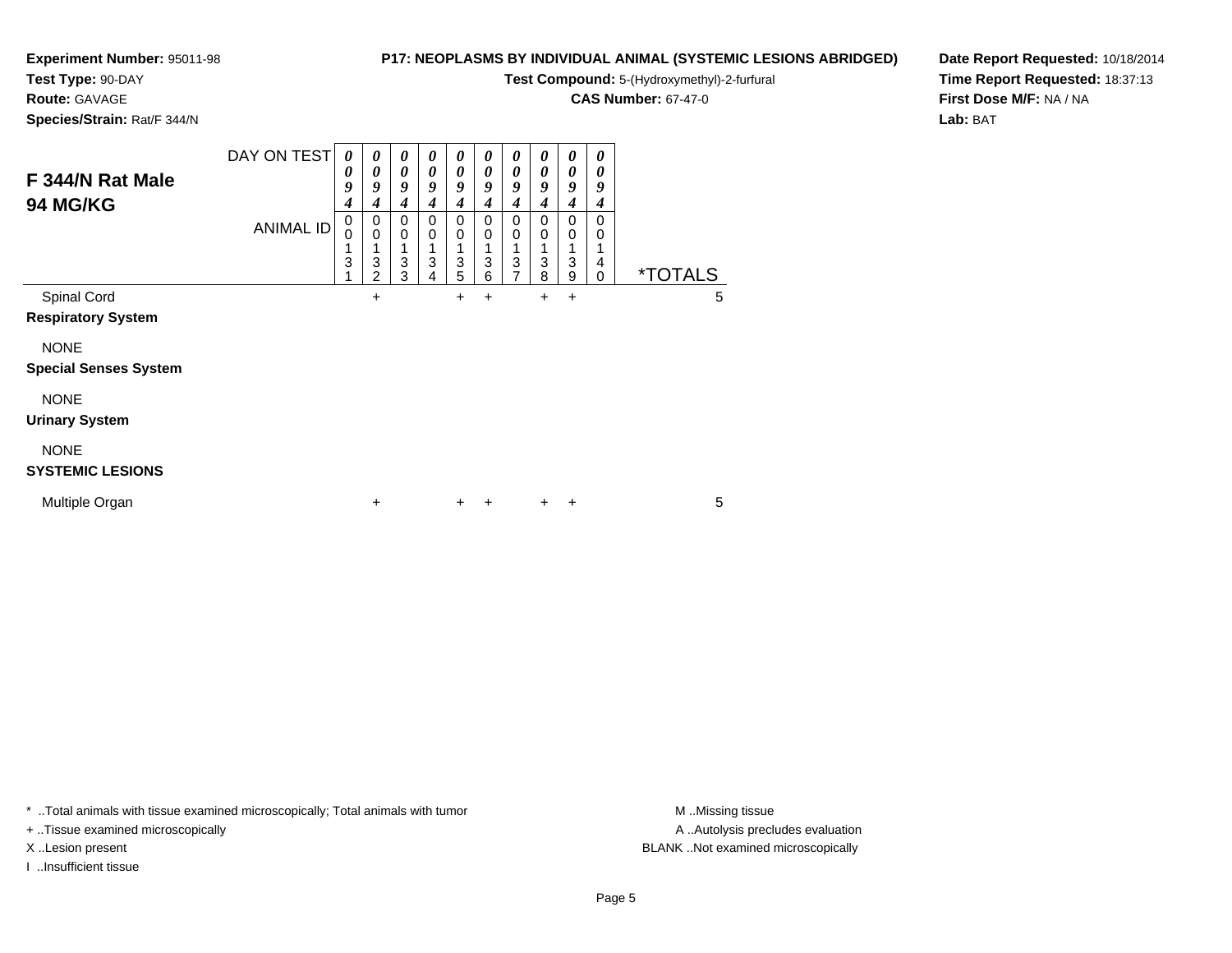**Experiment Number:** 95011-98
**Test Type:** 90-DAY
**Route:** GAVAGE
**Species/Strain:** Rat/F 344/N

**P17: NEOPLASMS BY INDIVIDUAL ANIMAL (SYSTEMIC LESIONS ABRIDGED)**
**Test Compound:** 5-(Hydroxymethyl)-2-furfural
**CAS Number:** 67-47-0

**Date Report Requested:** 10/18/2014
**Time Report Requested:** 18:37:13
**First Dose M/F:** NA / NA
**Lab:** BAT

## F 344/N Rat Male
## 94 MG/KG

| DAY ON TEST | 0094 | 0094 | 0094 | 0094 | 0094 | 0094 | 0094 | 0094 | 0094 | 0094 | |
|---|---|---|---|---|---|---|---|---|---|---|---|
| ANIMAL ID | 00131 | 00132 | 00133 | 00134 | 00135 | 00136 | 00137 | 00138 | 00139 | 00140 | *TOTALS |
| Spinal Cord | | + | | | + | + | | + | + | | 5 |
| **Respiratory System** | | | | | | | | | | | |
| NONE | | | | | | | | | | | |
| **Special Senses System** | | | | | | | | | | | |
| NONE | | | | | | | | | | | |
| **Urinary System** | | | | | | | | | | | |
| NONE | | | | | | | | | | | |
| **SYSTEMIC LESIONS** | | | | | | | | | | | |
| Multiple Organ | | + | | | + | + | | + | + | | 5 |

\* ..Total animals with tissue examined microscopically; Total animals with tumor
\+ ..Tissue examined microscopically
X ..Lesion present
I ..Insufficient tissue

M ..Missing tissue
A ..Autolysis precludes evaluation
BLANK ..Not examined microscopically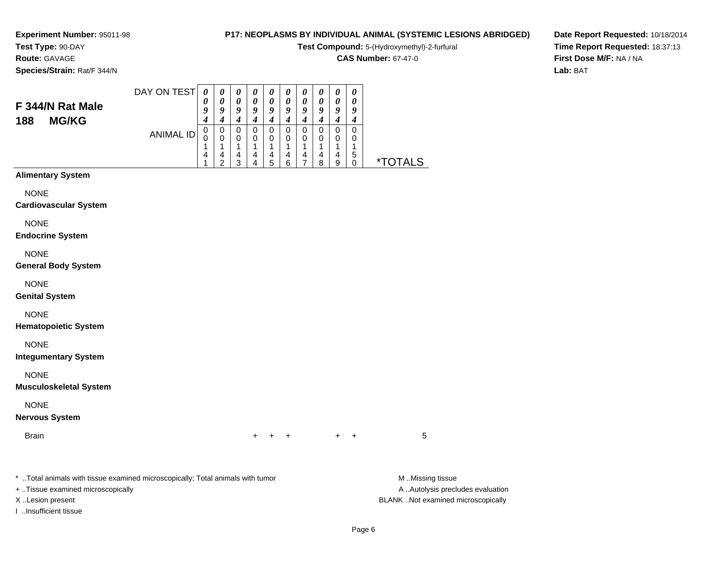**Experiment Number:** 95011-98
**Test Type:** 90-DAY
**Route:** GAVAGE
**Species/Strain:** Rat/F 344/N

**P17: NEOPLASMS BY INDIVIDUAL ANIMAL (SYSTEMIC LESIONS ABRIDGED)**
**Test Compound:** 5-(Hydroxymethyl)-2-furfural
**CAS Number:** 67-47-0

**Date Report Requested:** 10/18/2014
**Time Report Requested:** 18:37:13
**First Dose M/F:** NA / NA
**Lab:** BAT

## F 344/N Rat Male 188 MG/KG

| DAY ON TEST | 0094 | 0094 | 0094 | 0094 | 0094 | 0094 | 0094 | 0094 | 0094 | 0094 | |
|---|---|---|---|---|---|---|---|---|---|---|---|
| ANIMAL ID | 00141 | 00142 | 00143 | 00144 | 00145 | 00146 | 00147 | 00148 | 00149 | 00150 | *TOTALS |
| **Alimentary System** | | | | | | | | | | | |
| NONE | | | | | | | | | | | |
| **Cardiovascular System** | | | | | | | | | | | |
| NONE | | | | | | | | | | | |
| **Endocrine System** | | | | | | | | | | | |
| NONE | | | | | | | | | | | |
| **General Body System** | | | | | | | | | | | |
| NONE | | | | | | | | | | | |
| **Genital System** | | | | | | | | | | | |
| NONE | | | | | | | | | | | |
| **Hematopoietic System** | | | | | | | | | | | |
| NONE | | | | | | | | | | | |
| **Integumentary System** | | | | | | | | | | | |
| NONE | | | | | | | | | | | |
| **Musculoskeletal System** | | | | | | | | | | | |
| NONE | | | | | | | | | | | |
| **Nervous System** | | | | | | | | | | | |
| Brain | | | | + | + | + | | | + | + | 5 |

* ..Total animals with tissue examined microscopically; Total animals with tumor
+ ..Tissue examined microscopically
X ..Lesion present
I ..Insufficient tissue

M ..Missing tissue
A ..Autolysis precludes evaluation
BLANK ..Not examined microscopically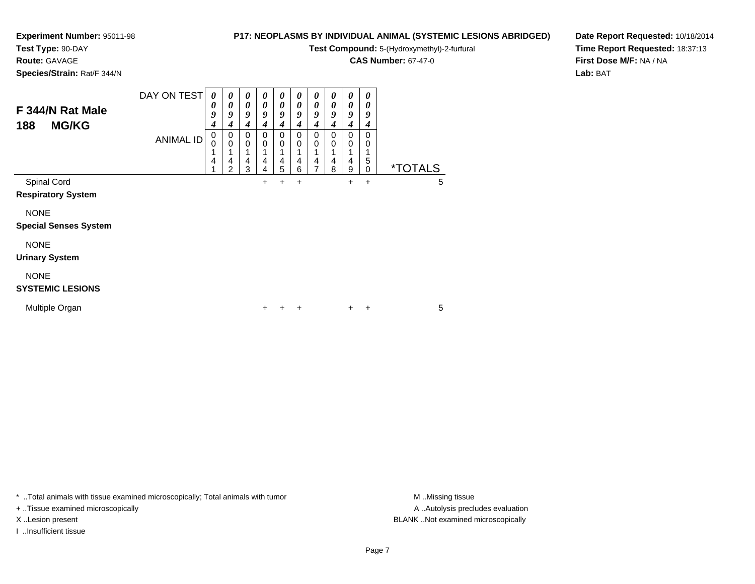**Experiment Number:** 95011-98
**Test Type:** 90-DAY
**Route:** GAVAGE
**Species/Strain:** Rat/F 344/N

**P17: NEOPLASMS BY INDIVIDUAL ANIMAL (SYSTEMIC LESIONS ABRIDGED)**
**Test Compound:** 5-(Hydroxymethyl)-2-furfural
**CAS Number:** 67-47-0

**Date Report Requested:** 10/18/2014
**Time Report Requested:** 18:37:13
**First Dose M/F:** NA / NA
**Lab:** BAT

## F 344/N Rat Male
## 188 MG/KG

| DAY ON TEST | 0094 | 0094 | 0094 | 0094 | 0094 | 0094 | 0094 | 0094 | 0094 | 0094 | |
|---|---|---|---|---|---|---|---|---|---|---|---|
| **ANIMAL ID** | 00141 | 00142 | 00143 | 00144 | 00145 | 00146 | 00147 | 00148 | 00149 | 00150 | ***TOTALS** |
| Spinal Cord | | | | + | + | + | | | + | + | 5 |
| **Respiratory System** | | | | | | | | | | | |
| NONE | | | | | | | | | | | |
| **Special Senses System** | | | | | | | | | | | |
| NONE | | | | | | | | | | | |
| **Urinary System** | | | | | | | | | | | |
| NONE | | | | | | | | | | | |
| **SYSTEMIC LESIONS** | | | | | | | | | | | |
| Multiple Organ | | | | + | + | + | | | + | + | 5 |

* ..Total animals with tissue examined microscopically; Total animals with tumor
+ ..Tissue examined microscopically
X ..Lesion present
I ..Insufficient tissue

M ..Missing tissue
A ..Autolysis precludes evaluation
BLANK ..Not examined microscopically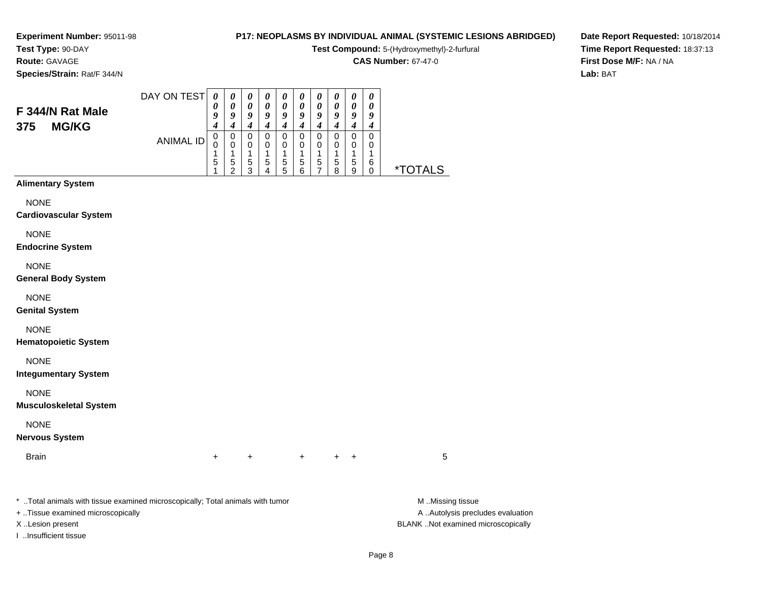**Experiment Number:** 95011-98
**Test Type:** 90-DAY
**Route:** GAVAGE
**Species/Strain:** Rat/F 344/N

**P17: NEOPLASMS BY INDIVIDUAL ANIMAL (SYSTEMIC LESIONS ABRIDGED)**
**Test Compound:** 5-(Hydroxymethyl)-2-furfural
**CAS Number:** 67-47-0

**Date Report Requested:** 10/18/2014
**Time Report Requested:** 18:37:13
**First Dose M/F:** NA / NA
**Lab:** BAT

## F 344/N Rat Male 375 MG/KG

| | | | | | | | | | | | |
|---|---|---|---|---|---|---|---|---|---|---|---|
| DAY ON TEST | 0094 | 0094 | 0094 | 0094 | 0094 | 0094 | 0094 | 0094 | 0094 | 0094 | |
| ANIMAL ID | 00151 | 00152 | 00153 | 00154 | 00155 | 00156 | 00157 | 00158 | 00159 | 00160 | *TOTALS |
| **Alimentary System** | | | | | | | | | | | |
| NONE | | | | | | | | | | | |
| **Cardiovascular System** | | | | | | | | | | | |
| NONE | | | | | | | | | | | |
| **Endocrine System** | | | | | | | | | | | |
| NONE | | | | | | | | | | | |
| **General Body System** | | | | | | | | | | | |
| NONE | | | | | | | | | | | |
| **Genital System** | | | | | | | | | | | |
| NONE | | | | | | | | | | | |
| **Hematopoietic System** | | | | | | | | | | | |
| NONE | | | | | | | | | | | |
| **Integumentary System** | | | | | | | | | | | |
| NONE | | | | | | | | | | | |
| **Musculoskeletal System** | | | | | | | | | | | |
| NONE | | | | | | | | | | | |
| **Nervous System** | | | | | | | | | | | |
| Brain | + | + | | | + | | + | + | | | 5 |

\* ..Total animals with tissue examined microscopically; Total animals with tumor
+ ..Tissue examined microscopically
X ..Lesion present
I ..Insufficient tissue

M ..Missing tissue
A ..Autolysis precludes evaluation
BLANK ..Not examined microscopically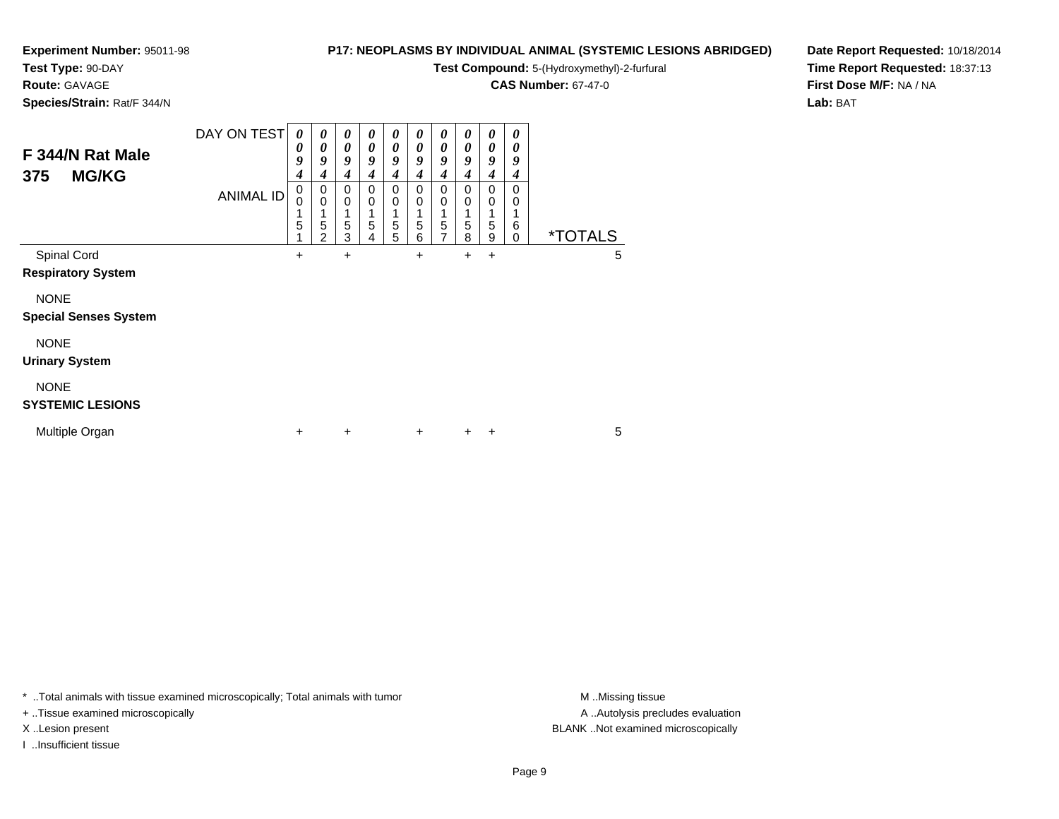**Experiment Number:** 95011-98
**Test Type:** 90-DAY
**Route:** GAVAGE
**Species/Strain:** Rat/F 344/N

**P17: NEOPLASMS BY INDIVIDUAL ANIMAL (SYSTEMIC LESIONS ABRIDGED)**
**Test Compound:** 5-(Hydroxymethyl)-2-furfural
**CAS Number:** 67-47-0

**Date Report Requested:** 10/18/2014
**Time Report Requested:** 18:37:13
**First Dose M/F:** NA / NA
**Lab:** BAT

## F 344/N Rat Male 375 MG/KG

| DAY ON TEST | 0094 | 0094 | 0094 | 0094 | 0094 | 0094 | 0094 | 0094 | 0094 | 0094 | |
|---|---|---|---|---|---|---|---|---|---|---|---|
| **ANIMAL ID** | 00151 | 00152 | 00153 | 00154 | 00155 | 00156 | 00157 | 00158 | 00159 | 00160 | ***TOTALS** |
| Spinal Cord | + | | + | | | + | | + | + | | 5 |
| **Respiratory System** | | | | | | | | | | | |
| NONE | | | | | | | | | | | |
| **Special Senses System** | | | | | | | | | | | |
| NONE | | | | | | | | | | | |
| **Urinary System** | | | | | | | | | | | |
| NONE | | | | | | | | | | | |
| **SYSTEMIC LESIONS** | | | | | | | | | | | |
| Multiple Organ | + | | + | | | + | | + | + | | 5 |

* ..Total animals with tissue examined microscopically; Total animals with tumor
+ ..Tissue examined microscopically
X ..Lesion present
I ..Insufficient tissue

M ..Missing tissue
A ..Autolysis precludes evaluation
BLANK ..Not examined microscopically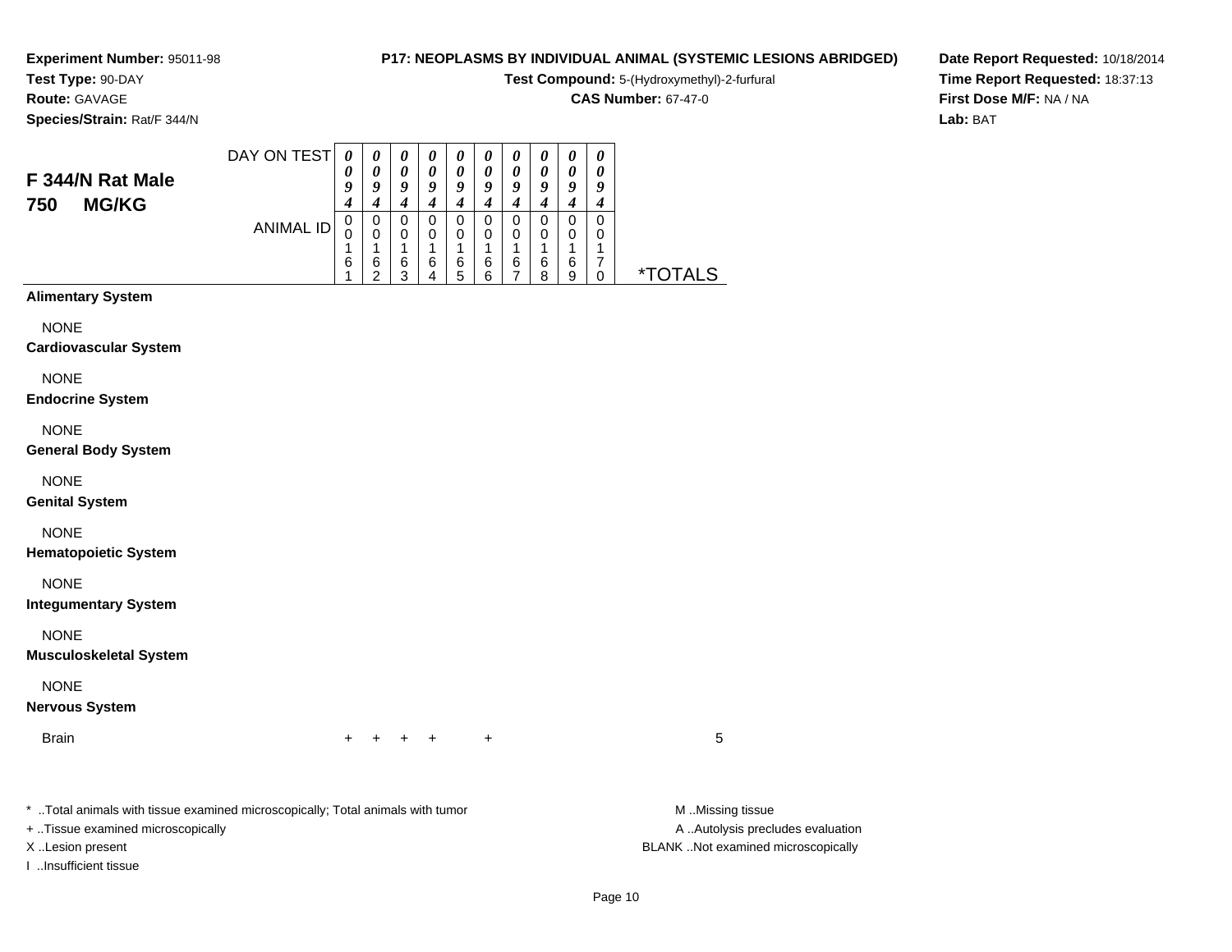**Experiment Number:** 95011-98
**Test Type:** 90-DAY
**Route:** GAVAGE
**Species/Strain:** Rat/F 344/N

**P17: NEOPLASMS BY INDIVIDUAL ANIMAL (SYSTEMIC LESIONS ABRIDGED)**
**Test Compound:** 5-(Hydroxymethyl)-2-furfural
**CAS Number:** 67-47-0

**Date Report Requested:** 10/18/2014
**Time Report Requested:** 18:37:13
**First Dose M/F:** NA / NA
**Lab:** BAT

## F 344/N Rat Male 750 MG/KG

| DAY ON TEST | 0094 | 0094 | 0094 | 0094 | 0094 | 0094 | 0094 | 0094 | 0094 | 0094 | |
|---|---|---|---|---|---|---|---|---|---|---|---|
| **ANIMAL ID** | 00161 | 00162 | 00163 | 00164 | 00165 | 00166 | 00167 | 00168 | 00169 | 00170 | ***TOTALS** |
| **Alimentary System** | | | | | | | | | | | |
| NONE | | | | | | | | | | | |
| **Cardiovascular System** | | | | | | | | | | | |
| NONE | | | | | | | | | | | |
| **Endocrine System** | | | | | | | | | | | |
| NONE | | | | | | | | | | | |
| **General Body System** | | | | | | | | | | | |
| NONE | | | | | | | | | | | |
| **Genital System** | | | | | | | | | | | |
| NONE | | | | | | | | | | | |
| **Hematopoietic System** | | | | | | | | | | | |
| NONE | | | | | | | | | | | |
| **Integumentary System** | | | | | | | | | | | |
| NONE | | | | | | | | | | | |
| **Musculoskeletal System** | | | | | | | | | | | |
| NONE | | | | | | | | | | | |
| **Nervous System** | | | | | | | | | | | |
| Brain | + | + | + | + | | + | | | | | 5 |

* ..Total animals with tissue examined microscopically; Total animals with tumor
+ ..Tissue examined microscopically
X ..Lesion present
I ..Insufficient tissue

M ..Missing tissue
A ..Autolysis precludes evaluation
BLANK ..Not examined microscopically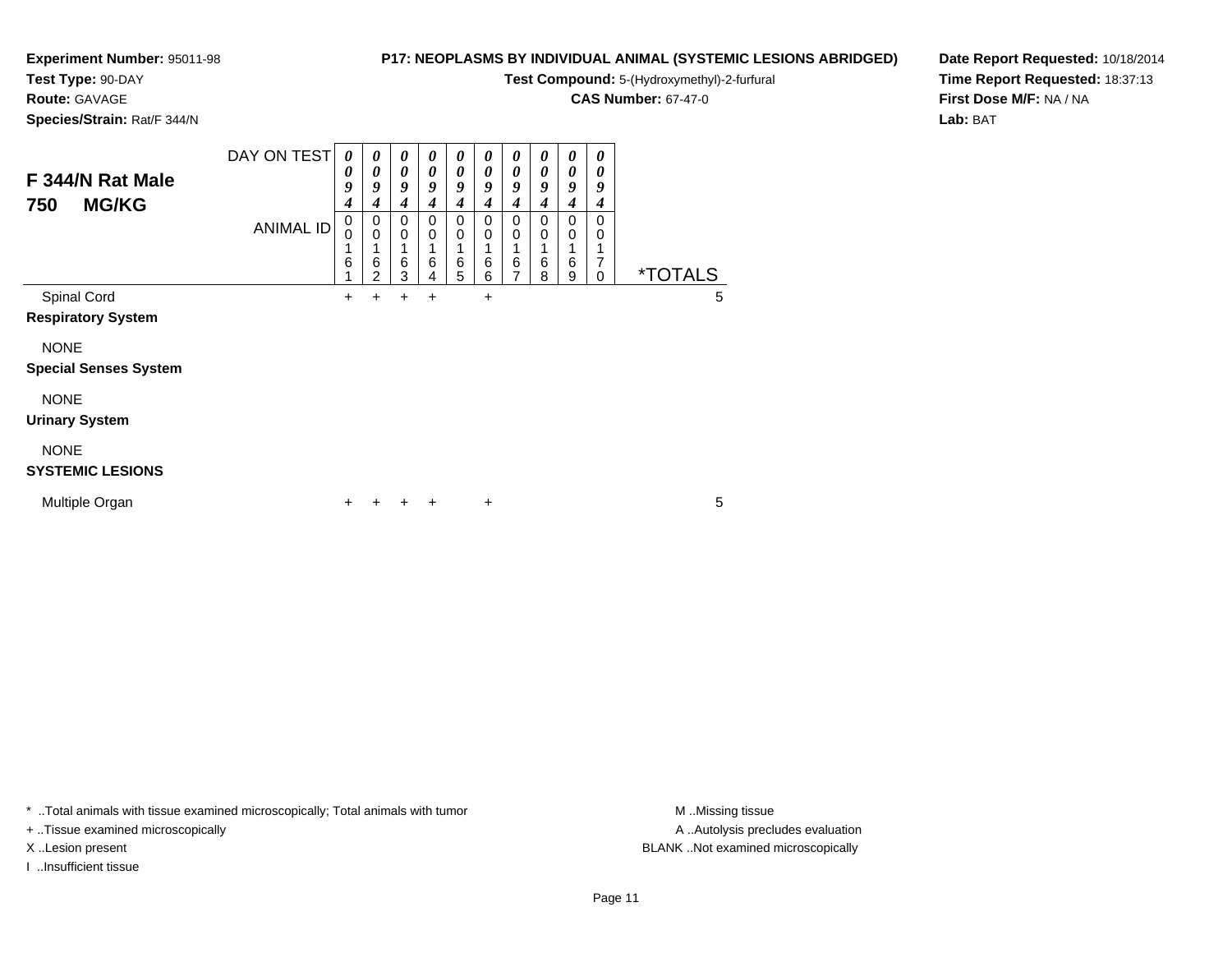**Experiment Number:** 95011-98
**Test Type:** 90-DAY
**Route:** GAVAGE
**Species/Strain:** Rat/F 344/N

**P17: NEOPLASMS BY INDIVIDUAL ANIMAL (SYSTEMIC LESIONS ABRIDGED)**
**Test Compound:** 5-(Hydroxymethyl)-2-furfural
**CAS Number:** 67-47-0

**Date Report Requested:** 10/18/2014
**Time Report Requested:** 18:37:13
**First Dose M/F:** NA / NA
**Lab:** BAT

## F 344/N Rat Male
## 750 MG/KG

| | 0161 | 0162 | 0163 | 0164 | 0165 | 0166 | 0167 | 0168 | 0169 | 0170 | *TOTALS |
|---|---|---|---|---|---|---|---|---|---|---|---|
| DAY ON TEST | 0094 | 0094 | 0094 | 0094 | 0094 | 0094 | 0094 | 0094 | 0094 | 0094 | |
| Spinal Cord | + | + | + | + | | + | | | | | 5 |
| **Respiratory System** | | | | | | | | | | | |
| NONE | | | | | | | | | | | |
| **Special Senses System** | | | | | | | | | | | |
| NONE | | | | | | | | | | | |
| **Urinary System** | | | | | | | | | | | |
| NONE | | | | | | | | | | | |
| **SYSTEMIC LESIONS** | | | | | | | | | | | |
| Multiple Organ | + | + | + | + | | + | | | | | 5 |

* ..Total animals with tissue examined microscopically; Total animals with tumor
+ ..Tissue examined microscopically
X ..Lesion present
I ..Insufficient tissue

M ..Missing tissue
A ..Autolysis precludes evaluation
BLANK ..Not examined microscopically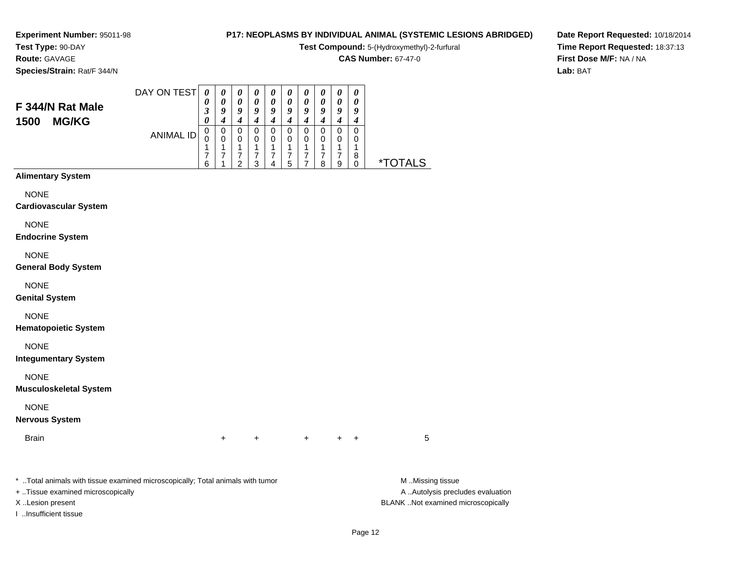**Experiment Number:** 95011-98
**Test Type:** 90-DAY
**Route:** GAVAGE
**Species/Strain:** Rat/F 344/N

**P17: NEOPLASMS BY INDIVIDUAL ANIMAL (SYSTEMIC LESIONS ABRIDGED)**
**Test Compound:** 5-(Hydroxymethyl)-2-furfural
**CAS Number:** 67-47-0

**Date Report Requested:** 10/18/2014
**Time Report Requested:** 18:37:13
**First Dose M/F:** NA / NA
**Lab:** BAT

## F 344/N Rat Male 1500 MG/KG

| DAY ON TEST | 0030 | 0094 | 0094 | 0094 | 0094 | 0094 | 0094 | 0094 | 0094 | 0094 | |
|---|---|---|---|---|---|---|---|---|---|---|---|
| **ANIMAL ID** | 0017 6 | 0017 1 | 0017 2 | 0017 3 | 0017 4 | 0017 5 | 0017 7 | 0017 8 | 0017 9 | 0018 0 | ***TOTALS** |
| **Alimentary System** | | | | | | | | | | | |
| NONE | | | | | | | | | | | |
| **Cardiovascular System** | | | | | | | | | | | |
| NONE | | | | | | | | | | | |
| **Endocrine System** | | | | | | | | | | | |
| NONE | | | | | | | | | | | |
| **General Body System** | | | | | | | | | | | |
| NONE | | | | | | | | | | | |
| **Genital System** | | | | | | | | | | | |
| NONE | | | | | | | | | | | |
| **Hematopoietic System** | | | | | | | | | | | |
| NONE | | | | | | | | | | | |
| **Integumentary System** | | | | | | | | | | | |
| NONE | | | | | | | | | | | |
| **Musculoskeletal System** | | | | | | | | | | | |
| NONE | | | | | | | | | | | |
| **Nervous System** | | | | | | | | | | | |
| Brain | | + | | + | | | + | | + | + | 5 |

* ..Total animals with tissue examined microscopically; Total animals with tumor
+ ..Tissue examined microscopically
X ..Lesion present
I ..Insufficient tissue

M ..Missing tissue
A ..Autolysis precludes evaluation
BLANK ..Not examined microscopically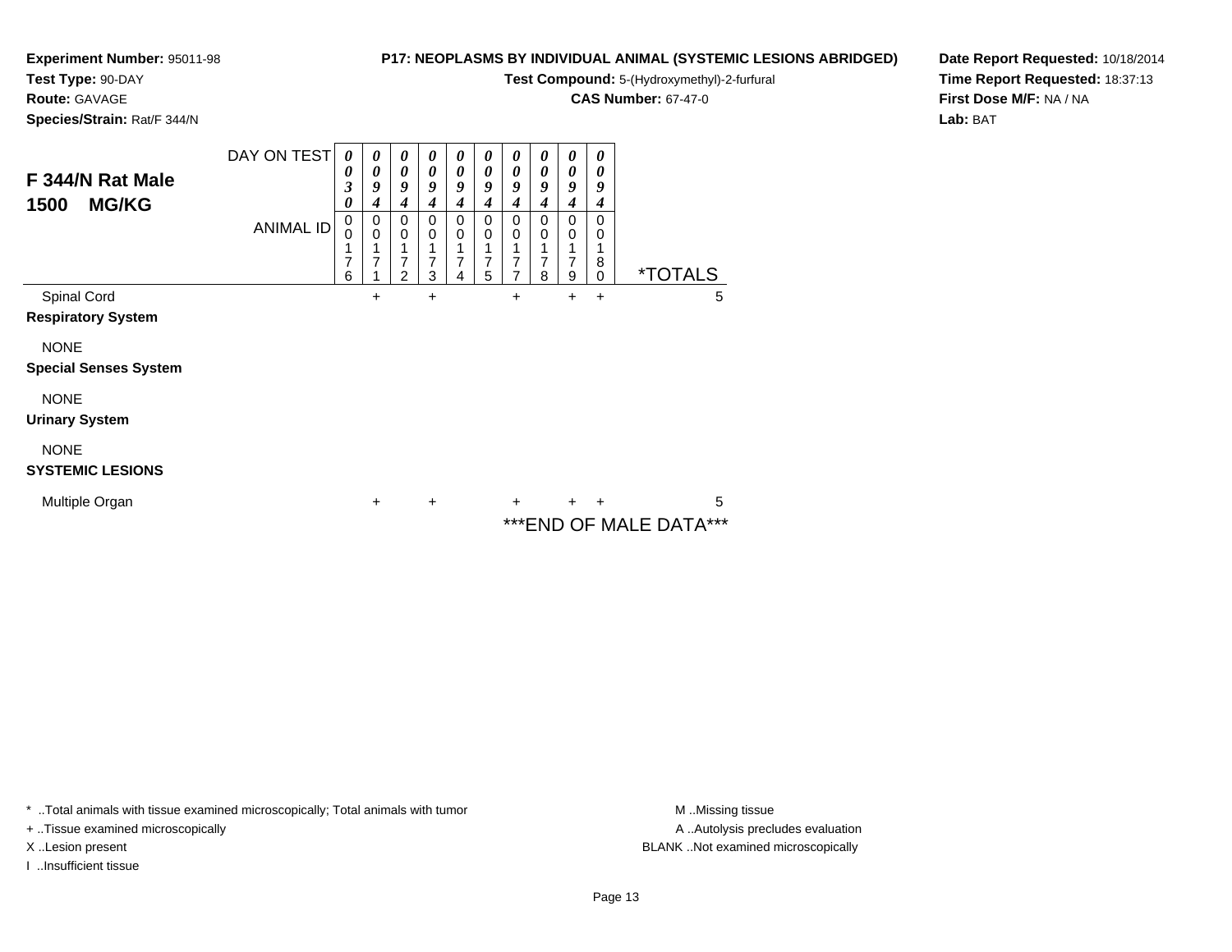**Experiment Number:** 95011-98
**Test Type:** 90-DAY
**Route:** GAVAGE
**Species/Strain:** Rat/F 344/N

**P17: NEOPLASMS BY INDIVIDUAL ANIMAL (SYSTEMIC LESIONS ABRIDGED)**
**Test Compound:** 5-(Hydroxymethyl)-2-furfural
**CAS Number:** 67-47-0

**Date Report Requested:** 10/18/2014
**Time Report Requested:** 18:37:13
**First Dose M/F:** NA / NA
**Lab:** BAT

## F 344/N Rat Male 1500 MG/KG

| DAY ON TEST | 0030 | 0094 | 0094 | 0094 | 0094 | 0094 | 0094 | 0094 | 0094 | 0094 | |
|---|---|---|---|---|---|---|---|---|---|---|---|
| ANIMAL ID | 00176 | 00171 | 00172 | 00173 | 00174 | 00175 | 00177 | 00178 | 00179 | 00180 | *TOTALS |
| Spinal Cord | | + | | + | | | + | | + | + | 5 |
| **Respiratory System** | | | | | | | | | | | |
| NONE | | | | | | | | | | | |
| **Special Senses System** | | | | | | | | | | | |
| NONE | | | | | | | | | | | |
| **Urinary System** | | | | | | | | | | | |
| NONE | | | | | | | | | | | |
| **SYSTEMIC LESIONS** | | | | | | | | | | | |
| Multiple Organ | | + | | + | | | + | | + | + | 5 |

***END OF MALE DATA***

* ..Total animals with tissue examined microscopically; Total animals with tumor
+ ..Tissue examined microscopically
X ..Lesion present
I ..Insufficient tissue

M ..Missing tissue
A ..Autolysis precludes evaluation
BLANK ..Not examined microscopically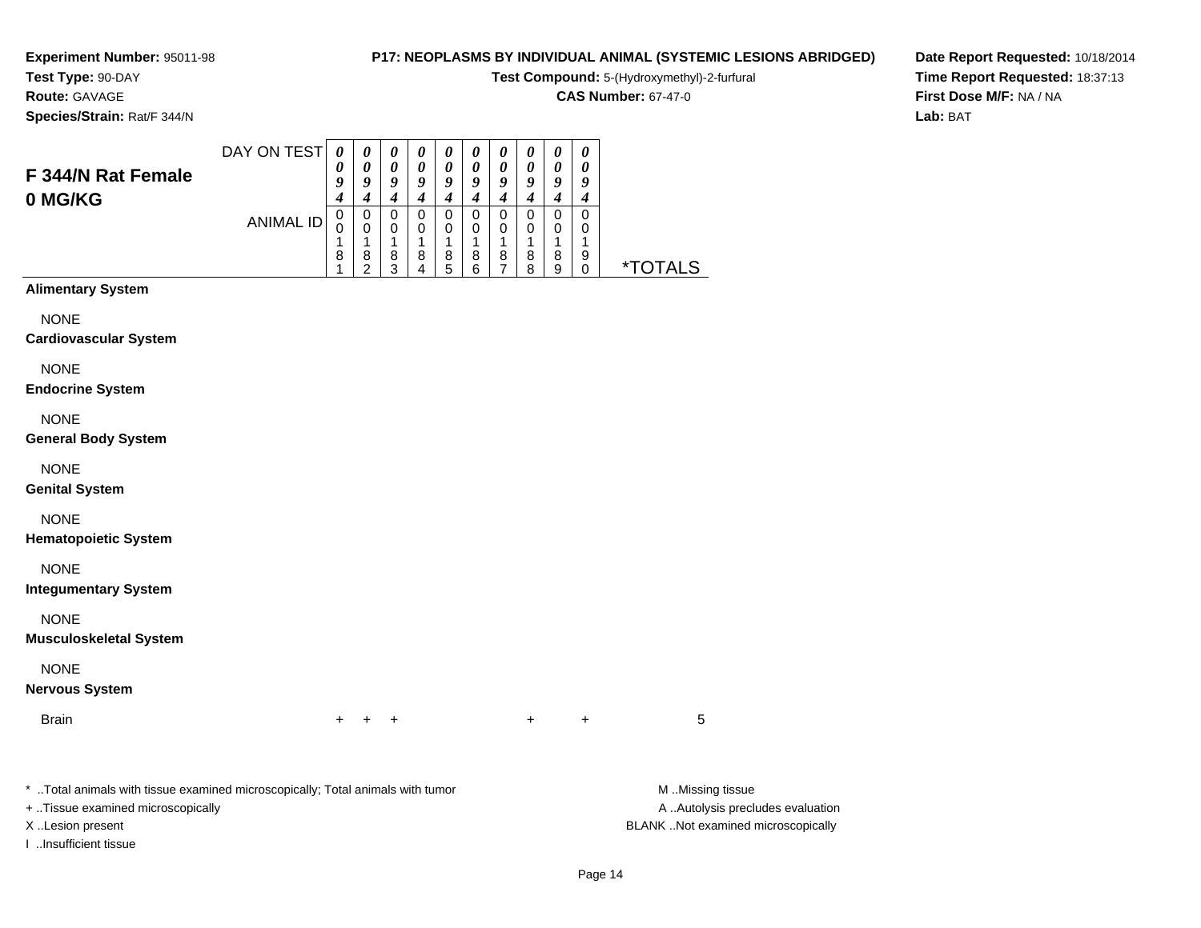**Experiment Number:** 95011-98
**Test Type:** 90-DAY
**Route:** GAVAGE
**Species/Strain:** Rat/F 344/N

**P17: NEOPLASMS BY INDIVIDUAL ANIMAL (SYSTEMIC LESIONS ABRIDGED)**
**Test Compound:** 5-(Hydroxymethyl)-2-furfural
**CAS Number:** 67-47-0

**Date Report Requested:** 10/18/2014
**Time Report Requested:** 18:37:13
**First Dose M/F:** NA / NA
**Lab:** BAT

## F 344/N Rat Female 0 MG/KG

| DAY ON TEST | 0094 | 0094 | 0094 | 0094 | 0094 | 0094 | 0094 | 0094 | 0094 | 0094 | |
|---|---|---|---|---|---|---|---|---|---|---|---|
| ANIMAL ID | 00181 | 00182 | 00183 | 00184 | 00185 | 00186 | 00187 | 00188 | 00189 | 00190 | *TOTALS |
| **Alimentary System** | | | | | | | | | | | |
| NONE | | | | | | | | | | | |
| **Cardiovascular System** | | | | | | | | | | | |
| NONE | | | | | | | | | | | |
| **Endocrine System** | | | | | | | | | | | |
| NONE | | | | | | | | | | | |
| **General Body System** | | | | | | | | | | | |
| NONE | | | | | | | | | | | |
| **Genital System** | | | | | | | | | | | |
| NONE | | | | | | | | | | | |
| **Hematopoietic System** | | | | | | | | | | | |
| NONE | | | | | | | | | | | |
| **Integumentary System** | | | | | | | | | | | |
| NONE | | | | | | | | | | | |
| **Musculoskeletal System** | | | | | | | | | | | |
| NONE | | | | | | | | | | | |
| **Nervous System** | | | | | | | | | | | |
| Brain | + | + | + | | | | | + | | + | 5 |

* ..Total animals with tissue examined microscopically; Total animals with tumor
+ ..Tissue examined microscopically
X ..Lesion present
I ..Insufficient tissue

M ..Missing tissue
A ..Autolysis precludes evaluation
BLANK ..Not examined microscopically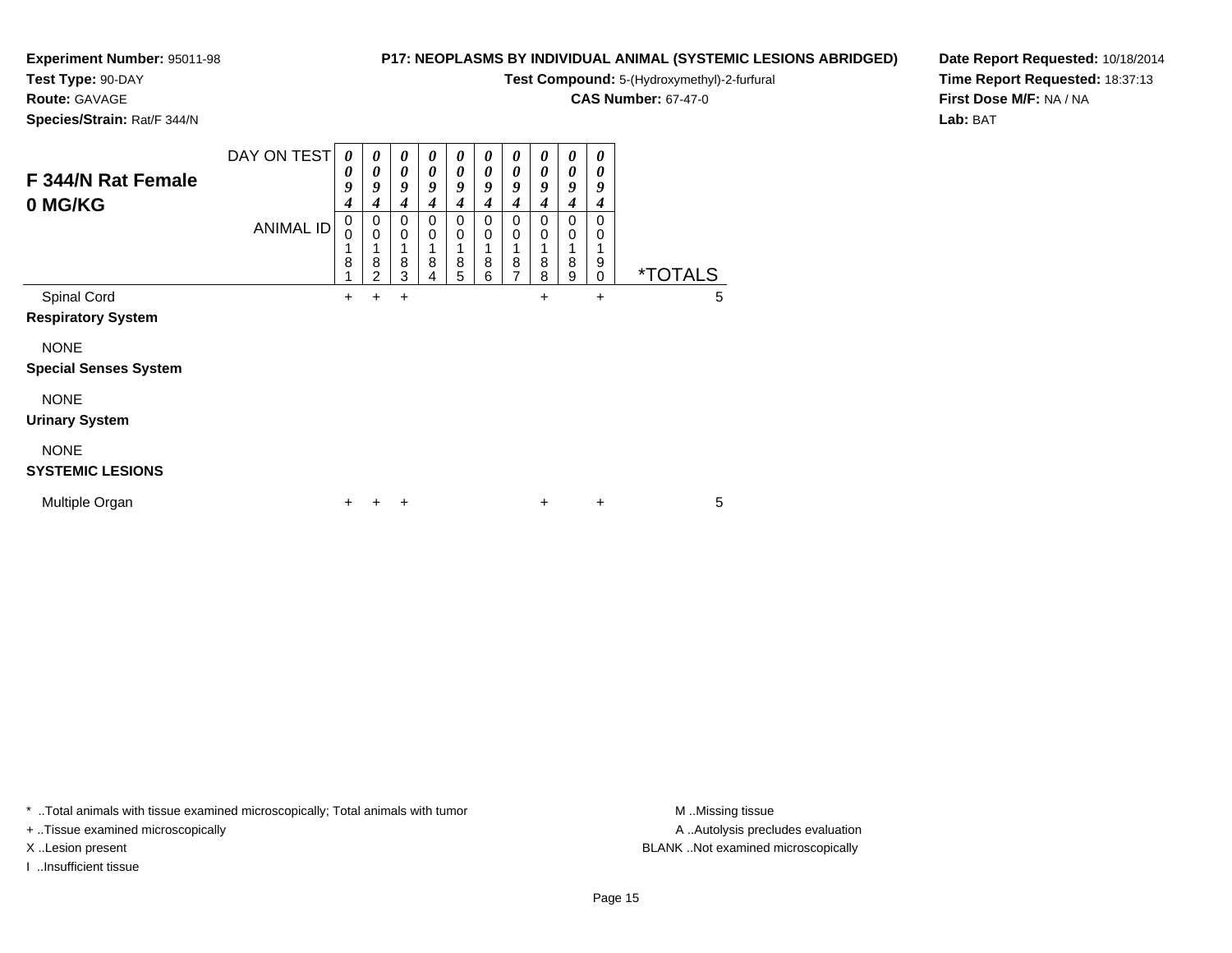**Experiment Number:** 95011-98
**Test Type:** 90-DAY
**Route:** GAVAGE
**Species/Strain:** Rat/F 344/N

**P17: NEOPLASMS BY INDIVIDUAL ANIMAL (SYSTEMIC LESIONS ABRIDGED)**

**Test Compound:** 5-(Hydroxymethyl)-2-furfural
**CAS Number:** 67-47-0

**Date Report Requested:** 10/18/2014
**Time Report Requested:** 18:37:13
**First Dose M/F:** NA / NA
**Lab:** BAT

## F 344/N Rat Female 0 MG/KG

| DAY ON TEST | 0094 | 0094 | 0094 | 0094 | 0094 | 0094 | 0094 | 0094 | 0094 | 0094 | |
|---|---|---|---|---|---|---|---|---|---|---|---|
| ANIMAL ID | 00181 | 00182 | 00183 | 00184 | 00185 | 00186 | 00187 | 00188 | 00189 | 00190 | *TOTALS |
| Spinal Cord | + | + | + | | | | | + | | + | 5 |
| **Respiratory System** | | | | | | | | | | | |
| NONE | | | | | | | | | | | |
| **Special Senses System** | | | | | | | | | | | |
| NONE | | | | | | | | | | | |
| **Urinary System** | | | | | | | | | | | |
| NONE | | | | | | | | | | | |
| **SYSTEMIC LESIONS** | | | | | | | | | | | |
| Multiple Organ | + | + | + | | | | | + | | + | 5 |

* ..Total animals with tissue examined microscopically; Total animals with tumor
+ ..Tissue examined microscopically
X ..Lesion present
I ..Insufficient tissue

M ..Missing tissue
A ..Autolysis precludes evaluation
BLANK ..Not examined microscopically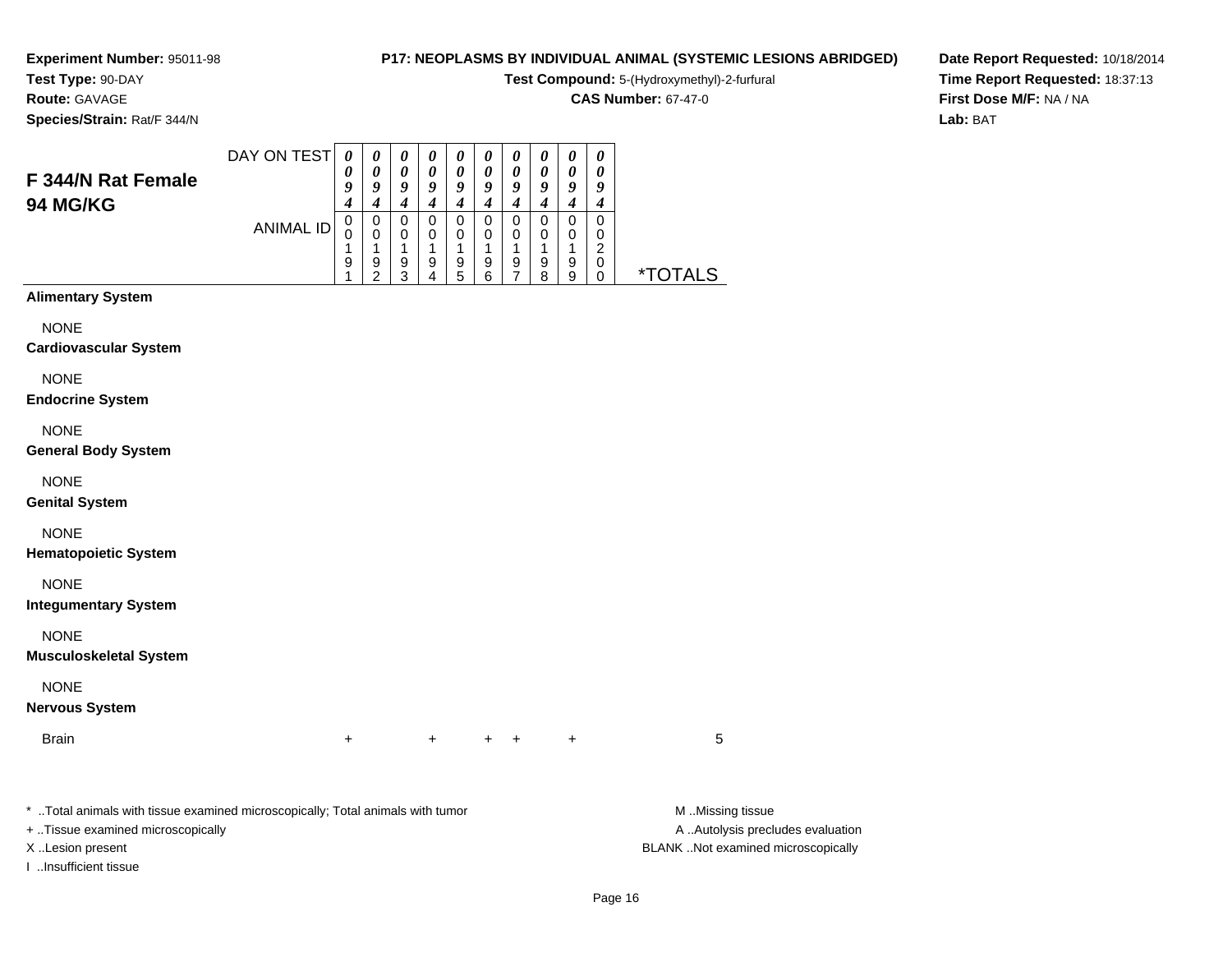**Experiment Number:** 95011-98
**Test Type:** 90-DAY
**Route:** GAVAGE
**Species/Strain:** Rat/F 344/N

**P17: NEOPLASMS BY INDIVIDUAL ANIMAL (SYSTEMIC LESIONS ABRIDGED)**
**Test Compound:** 5-(Hydroxymethyl)-2-furfural
**CAS Number:** 67-47-0

**Date Report Requested:** 10/18/2014
**Time Report Requested:** 18:37:13
**First Dose M/F:** NA / NA
**Lab:** BAT

## F 344/N Rat Female 94 MG/KG

| DAY ON TEST | 0094 | 0094 | 0094 | 0094 | 0094 | 0094 | 0094 | 0094 | 0094 | 0094 | |
|---|---|---|---|---|---|---|---|---|---|---|---|
| ANIMAL ID | 00191 | 00192 | 00193 | 00194 | 00195 | 00196 | 00197 | 00198 | 00199 | 00200 | *TOTALS |
| **Alimentary System** | | | | | | | | | | | |
| NONE | | | | | | | | | | | |
| **Cardiovascular System** | | | | | | | | | | | |
| NONE | | | | | | | | | | | |
| **Endocrine System** | | | | | | | | | | | |
| NONE | | | | | | | | | | | |
| **General Body System** | | | | | | | | | | | |
| NONE | | | | | | | | | | | |
| **Genital System** | | | | | | | | | | | |
| NONE | | | | | | | | | | | |
| **Hematopoietic System** | | | | | | | | | | | |
| NONE | | | | | | | | | | | |
| **Integumentary System** | | | | | | | | | | | |
| NONE | | | | | | | | | | | |
| **Musculoskeletal System** | | | | | | | | | | | |
| NONE | | | | | | | | | | | |
| **Nervous System** | | | | | | | | | | | |
| Brain | + | | | + | | + | + | | + | | 5 |

* ..Total animals with tissue examined microscopically; Total animals with tumor
+ ..Tissue examined microscopically
X ..Lesion present
I ..Insufficient tissue

M ..Missing tissue
A ..Autolysis precludes evaluation
BLANK ..Not examined microscopically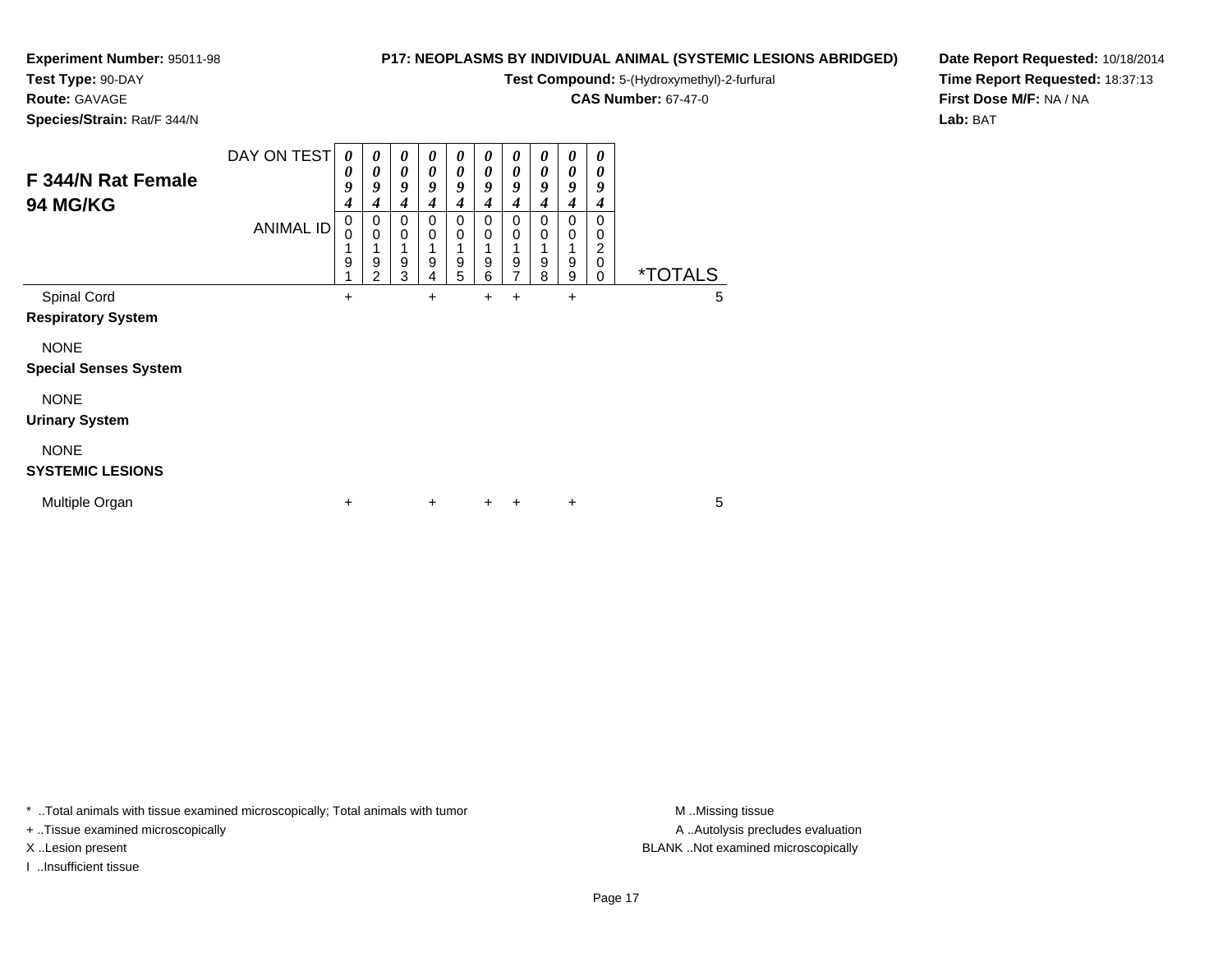**Experiment Number:** 95011-98
**Test Type:** 90-DAY
**Route:** GAVAGE
**Species/Strain:** Rat/F 344/N

**P17: NEOPLASMS BY INDIVIDUAL ANIMAL (SYSTEMIC LESIONS ABRIDGED)**
**Test Compound:** 5-(Hydroxymethyl)-2-furfural
**CAS Number:** 67-47-0

**Date Report Requested:** 10/18/2014
**Time Report Requested:** 18:37:13
**First Dose M/F:** NA / NA
**Lab:** BAT

## F 344/N Rat Female 94 MG/KG

| DAY ON TEST | 0094 | 0094 | 0094 | 0094 | 0094 | 0094 | 0094 | 0094 | 0094 | 0094 | |
|---|---|---|---|---|---|---|---|---|---|---|---|
| ANIMAL ID | 00191 | 00192 | 00193 | 00194 | 00195 | 00196 | 00197 | 00198 | 00199 | 00200 | *TOTALS |
| Spinal Cord | + | | | + | | + | + | | + | | 5 |
| **Respiratory System** | | | | | | | | | | | |
| NONE | | | | | | | | | | | |
| **Special Senses System** | | | | | | | | | | | |
| NONE | | | | | | | | | | | |
| **Urinary System** | | | | | | | | | | | |
| NONE | | | | | | | | | | | |
| **SYSTEMIC LESIONS** | | | | | | | | | | | |
| Multiple Organ | + | | | + | | + | + | | + | | 5 |

* ..Total animals with tissue examined microscopically; Total animals with tumor
+ ..Tissue examined microscopically
X ..Lesion present
I ..Insufficient tissue

M ..Missing tissue
A ..Autolysis precludes evaluation
BLANK ..Not examined microscopically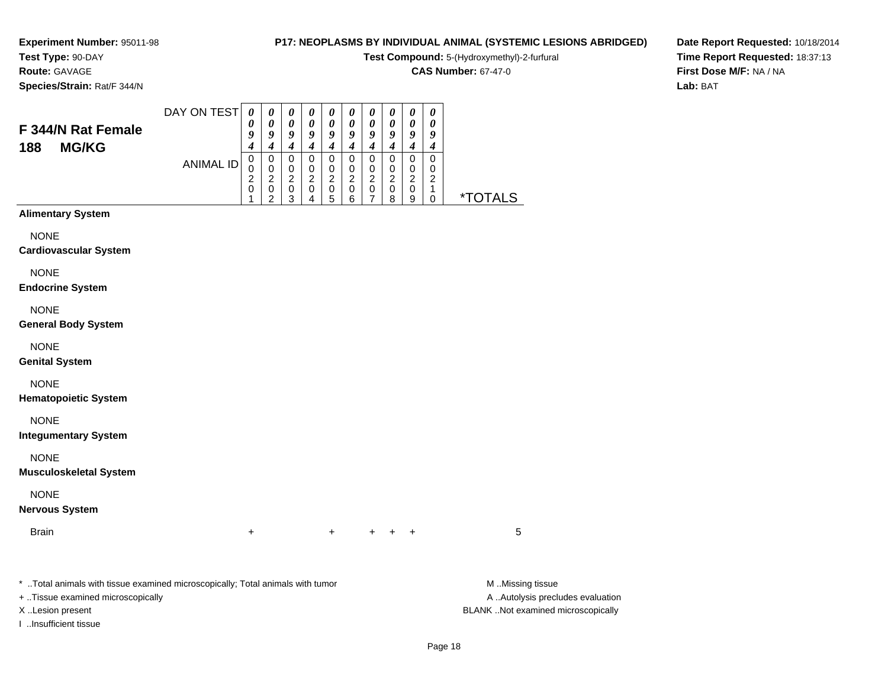**Experiment Number:** 95011-98
**Test Type:** 90-DAY
**Route:** GAVAGE
**Species/Strain:** Rat/F 344/N

**P17: NEOPLASMS BY INDIVIDUAL ANIMAL (SYSTEMIC LESIONS ABRIDGED)**
**Test Compound:** 5-(Hydroxymethyl)-2-furfural
**CAS Number:** 67-47-0

**Date Report Requested:** 10/18/2014
**Time Report Requested:** 18:37:13
**First Dose M/F:** NA / NA
**Lab:** BAT

## F 344/N Rat Female 188 MG/KG

| DAY ON TEST | 0094 | 0094 | 0094 | 0094 | 0094 | 0094 | 0094 | 0094 | 0094 | 0094 | |
|---|---|---|---|---|---|---|---|---|---|---|---|
| ANIMAL ID | 00201 | 00202 | 00203 | 00204 | 00205 | 00206 | 00207 | 00208 | 00209 | 00210 | *TOTALS |
| **Alimentary System** | | | | | | | | | | | |
| NONE | | | | | | | | | | | |
| **Cardiovascular System** | | | | | | | | | | | |
| NONE | | | | | | | | | | | |
| **Endocrine System** | | | | | | | | | | | |
| NONE | | | | | | | | | | | |
| **General Body System** | | | | | | | | | | | |
| NONE | | | | | | | | | | | |
| **Genital System** | | | | | | | | | | | |
| NONE | | | | | | | | | | | |
| **Hematopoietic System** | | | | | | | | | | | |
| NONE | | | | | | | | | | | |
| **Integumentary System** | | | | | | | | | | | |
| NONE | | | | | | | | | | | |
| **Musculoskeletal System** | | | | | | | | | | | |
| NONE | | | | | | | | | | | |
| **Nervous System** | | | | | | | | | | | |
| Brain | + | | | | + | | + | + | + | | 5 |

\* ..Total animals with tissue examined microscopically; Total animals with tumor
\+ ..Tissue examined microscopically
X ..Lesion present
I ..Insufficient tissue

M ..Missing tissue
A ..Autolysis precludes evaluation
BLANK ..Not examined microscopically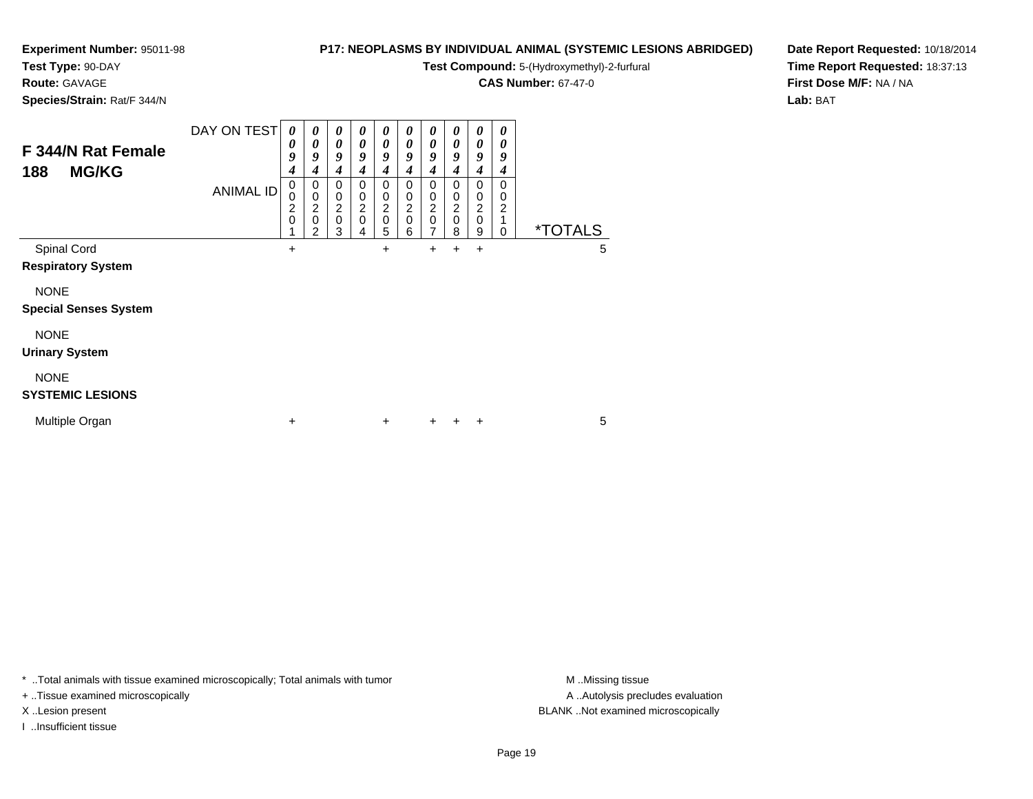**Experiment Number:** 95011-98
**Test Type:** 90-DAY
**Route:** GAVAGE
**Species/Strain:** Rat/F 344/N

**P17: NEOPLASMS BY INDIVIDUAL ANIMAL (SYSTEMIC LESIONS ABRIDGED)**
**Test Compound:** 5-(Hydroxymethyl)-2-furfural
**CAS Number:** 67-47-0

**Date Report Requested:** 10/18/2014
**Time Report Requested:** 18:37:13
**First Dose M/F:** NA / NA
**Lab:** BAT

## F 344/N Rat Female 188 MG/KG

| DAY ON TEST | 0094 | 0094 | 0094 | 0094 | 0094 | 0094 | 0094 | 0094 | 0094 | 0094 | |
|---|---|---|---|---|---|---|---|---|---|---|---|
| **ANIMAL ID** | 00201 | 00202 | 00203 | 00204 | 00205 | 00206 | 00207 | 00208 | 00209 | 00210 | ***TOTALS** |
| Spinal Cord | + | | | | + | | + | + | + | | 5 |
| **Respiratory System** | | | | | | | | | | | |
| NONE | | | | | | | | | | | |
| **Special Senses System** | | | | | | | | | | | |
| NONE | | | | | | | | | | | |
| **Urinary System** | | | | | | | | | | | |
| NONE | | | | | | | | | | | |
| **SYSTEMIC LESIONS** | | | | | | | | | | | |
| Multiple Organ | + | | | | + | | + | + | + | | 5 |

\* ..Total animals with tissue examined microscopically; Total animals with tumor
+ ..Tissue examined microscopically
X ..Lesion present
I ..Insufficient tissue

M ..Missing tissue
A ..Autolysis precludes evaluation
BLANK ..Not examined microscopically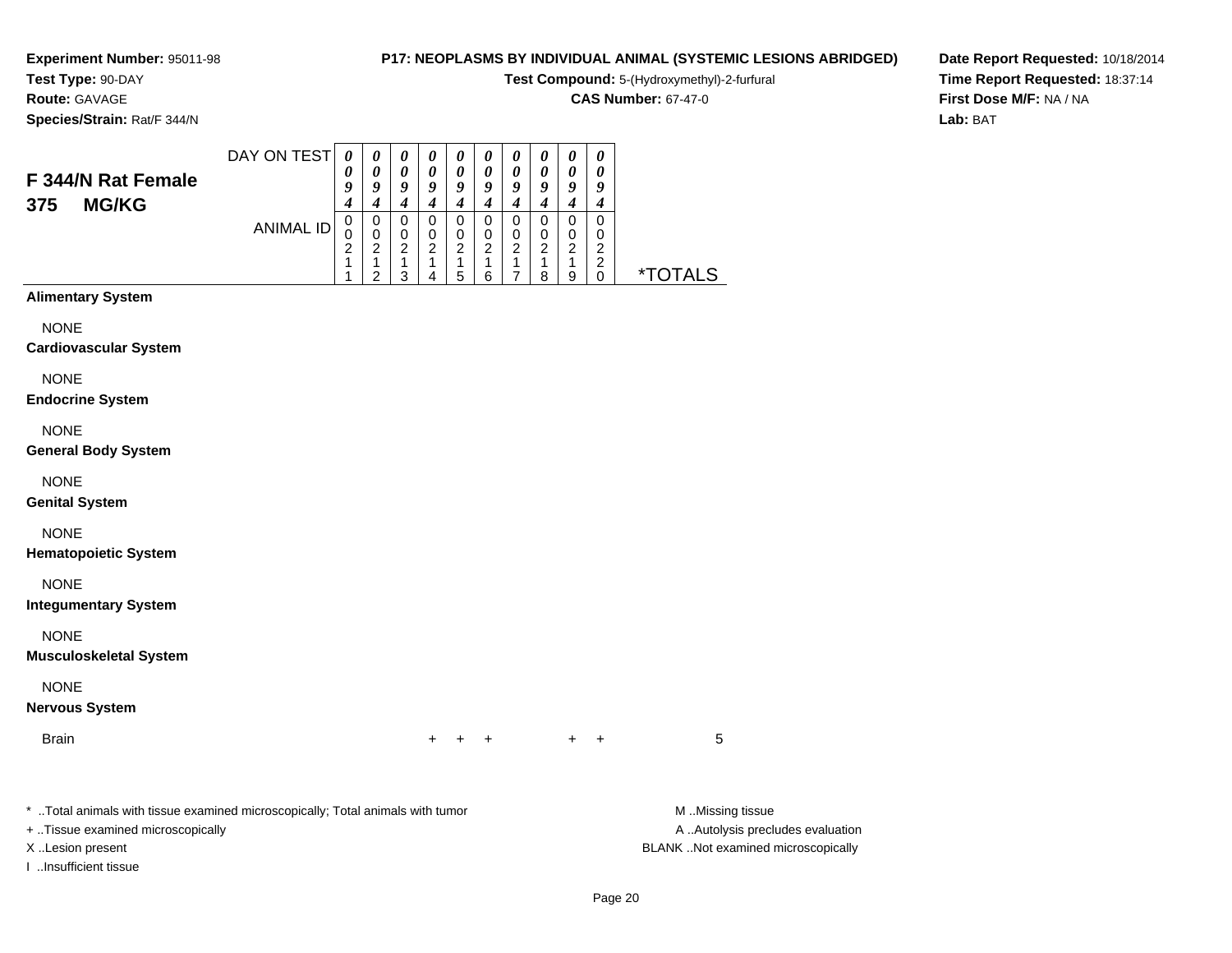**Experiment Number:** 95011-98
**Test Type:** 90-DAY
**Route:** GAVAGE
**Species/Strain:** Rat/F 344/N

**P17: NEOPLASMS BY INDIVIDUAL ANIMAL (SYSTEMIC LESIONS ABRIDGED)**
**Test Compound:** 5-(Hydroxymethyl)-2-furfural
**CAS Number:** 67-47-0

**Date Report Requested:** 10/18/2014
**Time Report Requested:** 18:37:14
**First Dose M/F:** NA / NA
**Lab:** BAT

## F 344/N Rat Female 375 MG/KG

| DAY ON TEST | 0094 | 0094 | 0094 | 0094 | 0094 | 0094 | 0094 | 0094 | 0094 | 0094 | |
|---|---|---|---|---|---|---|---|---|---|---|---|
| **ANIMAL ID** | 00211 | 00212 | 00213 | 00214 | 00215 | 00216 | 00217 | 00218 | 00219 | 00220 | ***TOTALS** |
| **Alimentary System** | | | | | | | | | | | |
| NONE | | | | | | | | | | | |
| **Cardiovascular System** | | | | | | | | | | | |
| NONE | | | | | | | | | | | |
| **Endocrine System** | | | | | | | | | | | |
| NONE | | | | | | | | | | | |
| **General Body System** | | | | | | | | | | | |
| NONE | | | | | | | | | | | |
| **Genital System** | | | | | | | | | | | |
| NONE | | | | | | | | | | | |
| **Hematopoietic System** | | | | | | | | | | | |
| NONE | | | | | | | | | | | |
| **Integumentary System** | | | | | | | | | | | |
| NONE | | | | | | | | | | | |
| **Musculoskeletal System** | | | | | | | | | | | |
| NONE | | | | | | | | | | | |
| **Nervous System** | | | | | | | | | | | |
| Brain | | | | + | + | + | | | + | + | 5 |

\* ..Total animals with tissue examined microscopically; Total animals with tumor
\+ ..Tissue examined microscopically
X ..Lesion present
I ..Insufficient tissue

M ..Missing tissue
A ..Autolysis precludes evaluation
BLANK ..Not examined microscopically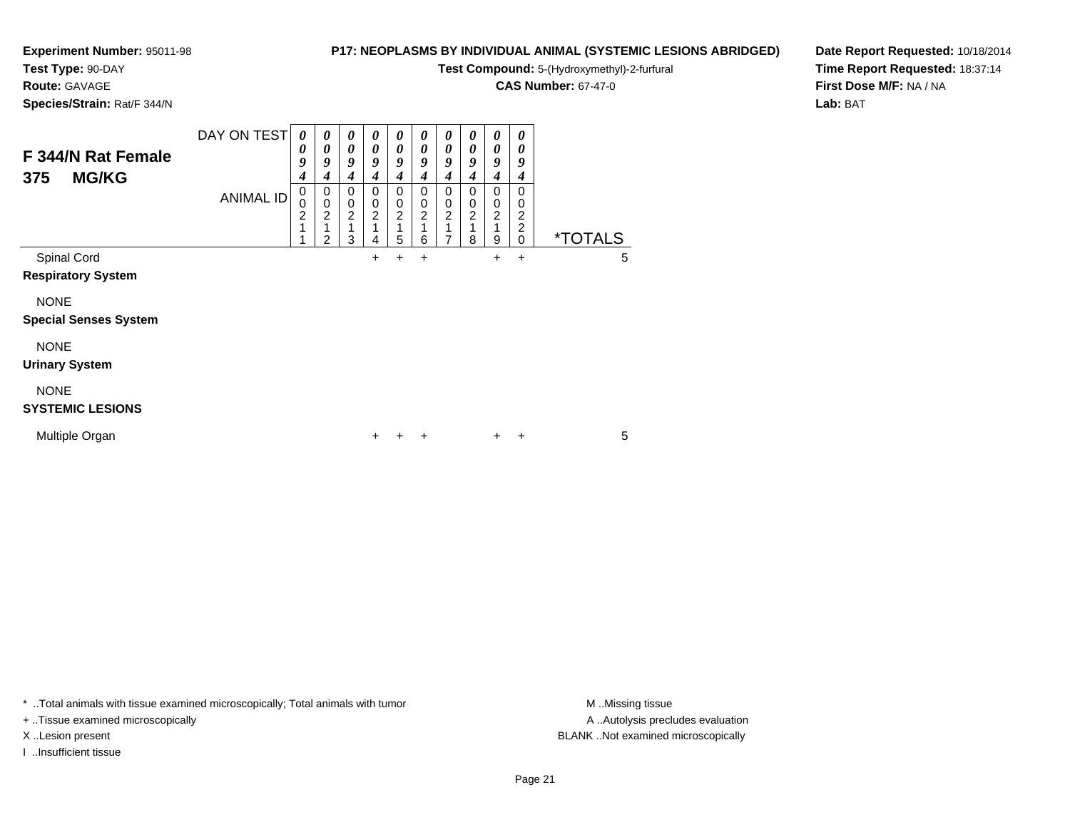**Experiment Number:** 95011-98
**Test Type:** 90-DAY
**Route:** GAVAGE
**Species/Strain:** Rat/F 344/N

**P17: NEOPLASMS BY INDIVIDUAL ANIMAL (SYSTEMIC LESIONS ABRIDGED)**
**Test Compound:** 5-(Hydroxymethyl)-2-furfural
**CAS Number:** 67-47-0

**Date Report Requested:** 10/18/2014
**Time Report Requested:** 18:37:14
**First Dose M/F:** NA / NA
**Lab:** BAT

## F 344/N Rat Female 375 MG/KG

| DAY ON TEST | 0094 | 0094 | 0094 | 0094 | 0094 | 0094 | 0094 | 0094 | 0094 | 0094 | |
|---|---|---|---|---|---|---|---|---|---|---|---|
| ANIMAL ID | 00211 | 00212 | 00213 | 00214 | 00215 | 00216 | 00217 | 00218 | 00219 | 00220 | *TOTALS |
| Spinal Cord | | | | + | + | + | | | + | + | 5 |
| **Respiratory System** | | | | | | | | | | | |
| NONE | | | | | | | | | | | |
| **Special Senses System** | | | | | | | | | | | |
| NONE | | | | | | | | | | | |
| **Urinary System** | | | | | | | | | | | |
| NONE | | | | | | | | | | | |
| **SYSTEMIC LESIONS** | | | | | | | | | | | |
| Multiple Organ | | | | + | + | + | | | + | + | 5 |

* ..Total animals with tissue examined microscopically; Total animals with tumor
+ ..Tissue examined microscopically
X ..Lesion present
I ..Insufficient tissue

M ..Missing tissue
A ..Autolysis precludes evaluation
BLANK ..Not examined microscopically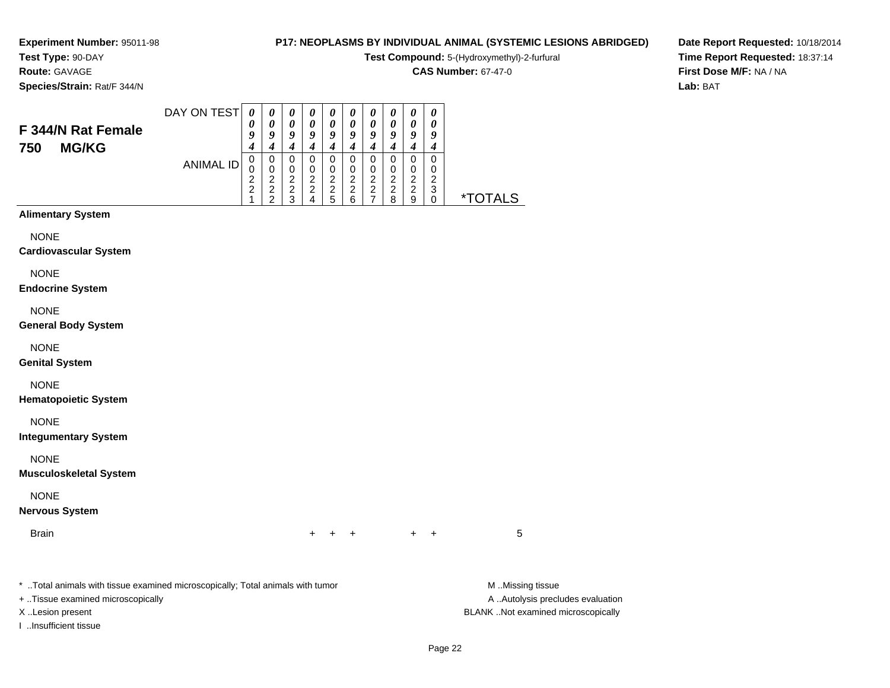**Experiment Number:** 95011-98
**Test Type:** 90-DAY
**Route:** GAVAGE
**Species/Strain:** Rat/F 344/N

**P17: NEOPLASMS BY INDIVIDUAL ANIMAL (SYSTEMIC LESIONS ABRIDGED)**
**Test Compound:** 5-(Hydroxymethyl)-2-furfural
**CAS Number:** 67-47-0

**Date Report Requested:** 10/18/2014
**Time Report Requested:** 18:37:14
**First Dose M/F:** NA / NA
**Lab:** BAT

## F 344/N Rat Female 750 MG/KG

| DAY ON TEST | 0094 | 0094 | 0094 | 0094 | 0094 | 0094 | 0094 | 0094 | 0094 | 0094 | |
|---|---|---|---|---|---|---|---|---|---|---|---|
| ANIMAL ID | 00221 | 00222 | 00223 | 00224 | 00225 | 00226 | 00227 | 00228 | 00229 | 00230 | *TOTALS |
| **Alimentary System** | | | | | | | | | | | |
| NONE | | | | | | | | | | | |
| **Cardiovascular System** | | | | | | | | | | | |
| NONE | | | | | | | | | | | |
| **Endocrine System** | | | | | | | | | | | |
| NONE | | | | | | | | | | | |
| **General Body System** | | | | | | | | | | | |
| NONE | | | | | | | | | | | |
| **Genital System** | | | | | | | | | | | |
| NONE | | | | | | | | | | | |
| **Hematopoietic System** | | | | | | | | | | | |
| NONE | | | | | | | | | | | |
| **Integumentary System** | | | | | | | | | | | |
| NONE | | | | | | | | | | | |
| **Musculoskeletal System** | | | | | | | | | | | |
| NONE | | | | | | | | | | | |
| **Nervous System** | | | | | | | | | | | |
| Brain | | | | + | + | + | | | + | + | 5 |

* ..Total animals with tissue examined microscopically; Total animals with tumor
+ ..Tissue examined microscopically
X ..Lesion present
I ..Insufficient tissue

M ..Missing tissue
A ..Autolysis precludes evaluation
BLANK ..Not examined microscopically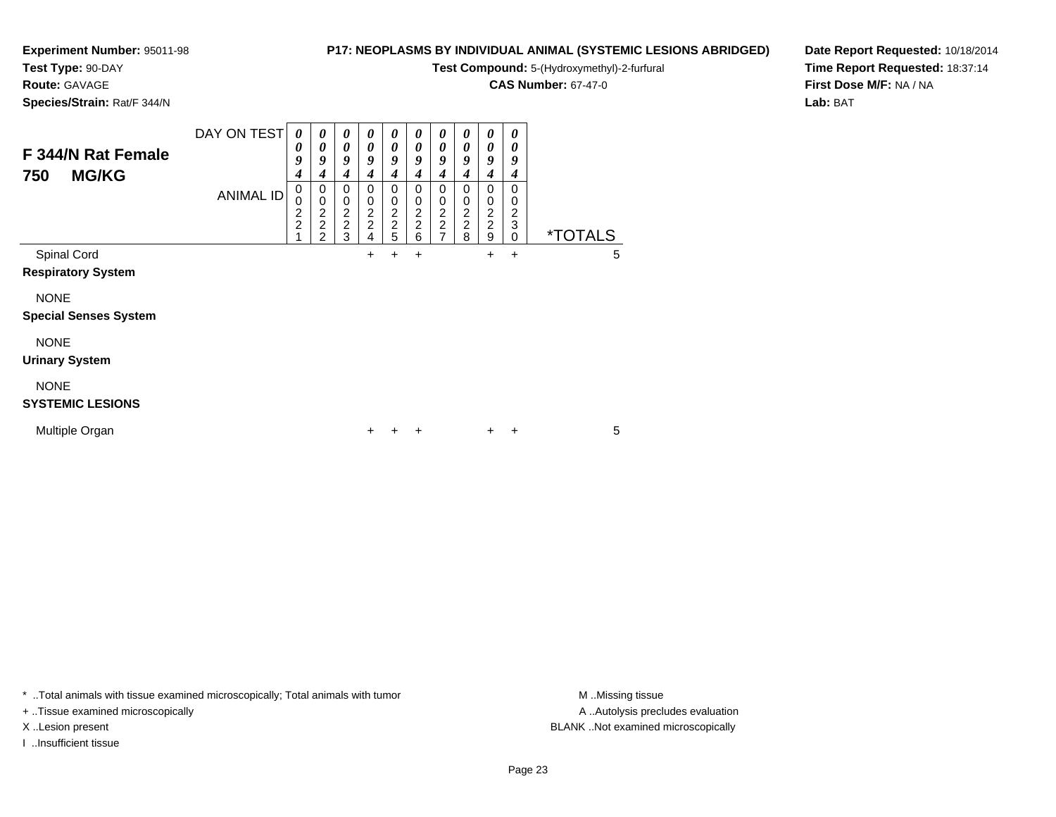**Experiment Number:** 95011-98
**Test Type:** 90-DAY
**Route:** GAVAGE
**Species/Strain:** Rat/F 344/N

**P17: NEOPLASMS BY INDIVIDUAL ANIMAL (SYSTEMIC LESIONS ABRIDGED)**
**Test Compound:** 5-(Hydroxymethyl)-2-furfural
**CAS Number:** 67-47-0

**Date Report Requested:** 10/18/2014
**Time Report Requested:** 18:37:14
**First Dose M/F:** NA / NA
**Lab:** BAT

## F 344/N Rat Female 750 MG/KG

| DAY ON TEST | 0094 | 0094 | 0094 | 0094 | 0094 | 0094 | 0094 | 0094 | 0094 | 0094 | |
|---|---|---|---|---|---|---|---|---|---|---|---|
| ANIMAL ID | 00221 | 00222 | 00223 | 00224 | 00225 | 00226 | 00227 | 00228 | 00229 | 00230 | *TOTALS |
| Spinal Cord | | | | + | + | + | | | + | + | 5 |
| **Respiratory System** | | | | | | | | | | | |
| NONE | | | | | | | | | | | |
| **Special Senses System** | | | | | | | | | | | |
| NONE | | | | | | | | | | | |
| **Urinary System** | | | | | | | | | | | |
| NONE | | | | | | | | | | | |
| **SYSTEMIC LESIONS** | | | | | | | | | | | |
| Multiple Organ | | | | + | + | + | | | + | + | 5 |

* ..Total animals with tissue examined microscopically; Total animals with tumor
+ ..Tissue examined microscopically
X ..Lesion present
I ..Insufficient tissue

M ..Missing tissue
A ..Autolysis precludes evaluation
BLANK ..Not examined microscopically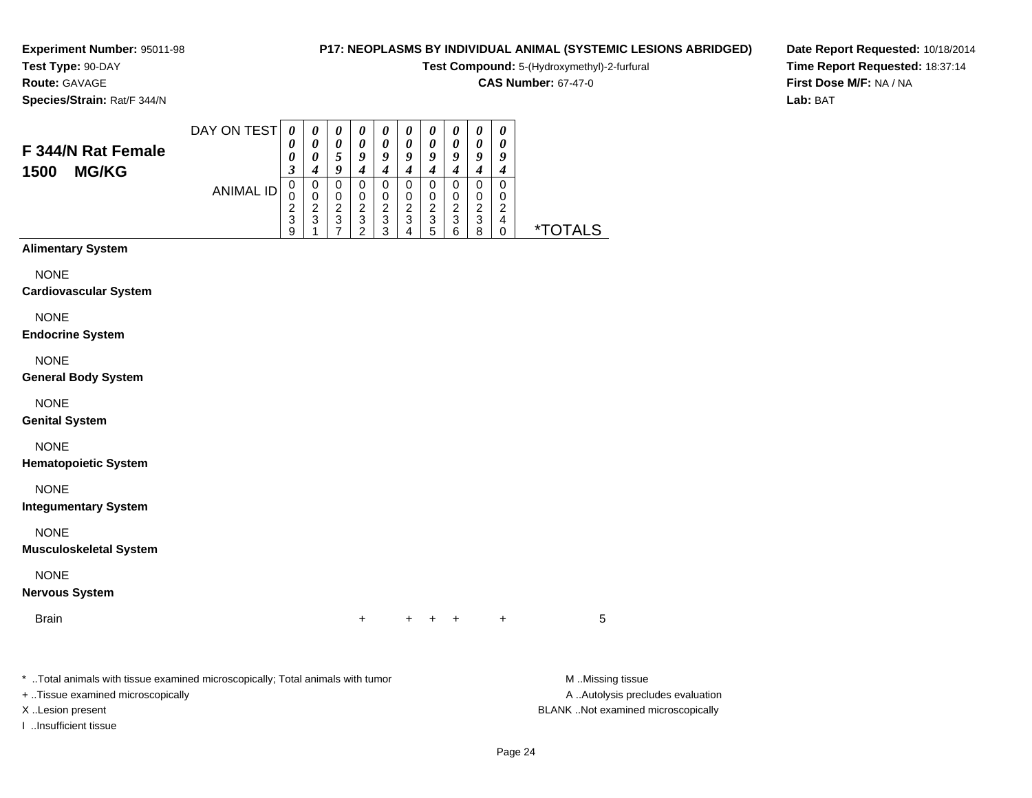**Experiment Number:** 95011-98
**Test Type:** 90-DAY
**Route:** GAVAGE
**Species/Strain:** Rat/F 344/N

**P17: NEOPLASMS BY INDIVIDUAL ANIMAL (SYSTEMIC LESIONS ABRIDGED)**
**Test Compound:** 5-(Hydroxymethyl)-2-furfural
**CAS Number:** 67-47-0

**Date Report Requested:** 10/18/2014
**Time Report Requested:** 18:37:14
**First Dose M/F:** NA / NA
**Lab:** BAT

## F 344/N Rat Female 1500 MG/KG

| DAY ON TEST | 0003 | 0004 | 0059 | 0094 | 0094 | 0094 | 0094 | 0094 | 0094 | 0094 | |
|---|---|---|---|---|---|---|---|---|---|---|---|
| ANIMAL ID | 00239 | 00231 | 00237 | 00232 | 00233 | 00234 | 00235 | 00236 | 00238 | 00240 | *TOTALS |
| **Alimentary System** | | | | | | | | | | | |
| NONE | | | | | | | | | | | |
| **Cardiovascular System** | | | | | | | | | | | |
| NONE | | | | | | | | | | | |
| **Endocrine System** | | | | | | | | | | | |
| NONE | | | | | | | | | | | |
| **General Body System** | | | | | | | | | | | |
| NONE | | | | | | | | | | | |
| **Genital System** | | | | | | | | | | | |
| NONE | | | | | | | | | | | |
| **Hematopoietic System** | | | | | | | | | | | |
| NONE | | | | | | | | | | | |
| **Integumentary System** | | | | | | | | | | | |
| NONE | | | | | | | | | | | |
| **Musculoskeletal System** | | | | | | | | | | | |
| NONE | | | | | | | | | | | |
| **Nervous System** | | | | | | | | | | | |
| Brain | | | | + | | + | + | + | | + | 5 |

\* ..Total animals with tissue examined microscopically; Total animals with tumor
+ ..Tissue examined microscopically
X ..Lesion present
I ..Insufficient tissue

M ..Missing tissue
A ..Autolysis precludes evaluation
BLANK ..Not examined microscopically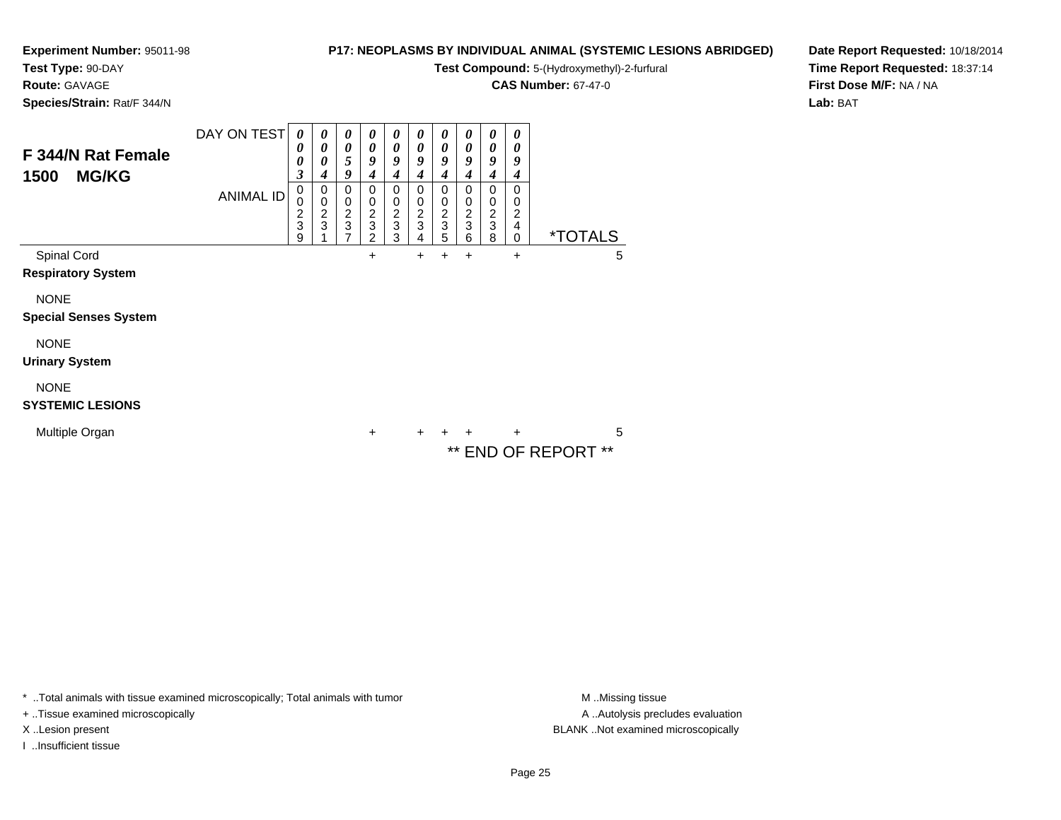**Experiment Number:** 95011-98
**Test Type:** 90-DAY
**Route:** GAVAGE
**Species/Strain:** Rat/F 344/N

**P17: NEOPLASMS BY INDIVIDUAL ANIMAL (SYSTEMIC LESIONS ABRIDGED)**
**Test Compound:** 5-(Hydroxymethyl)-2-furfural
**CAS Number:** 67-47-0

**Date Report Requested:** 10/18/2014
**Time Report Requested:** 18:37:14
**First Dose M/F:** NA / NA
**Lab:** BAT

**F 344/N Rat Female 1500 MG/KG**

| DAY ON TEST | 0003 | 0004 | 0059 | 0094 | 0094 | 0094 | 0094 | 0094 | 0094 | 0094 | |
|---|---|---|---|---|---|---|---|---|---|---|---|
| ANIMAL ID | 00239 | 00231 | 00237 | 00232 | 00233 | 00234 | 00235 | 00236 | 00238 | 00240 | *TOTALS |
| Spinal Cord | | | | + | | + | + | + | | + | 5 |
| **Respiratory System** | | | | | | | | | | | |
| NONE | | | | | | | | | | | |
| **Special Senses System** | | | | | | | | | | | |
| NONE | | | | | | | | | | | |
| **Urinary System** | | | | | | | | | | | |
| NONE | | | | | | | | | | | |
| **SYSTEMIC LESIONS** | | | | | | | | | | | |
| Multiple Organ | | | | + | | + | + | + | | + | 5 |

** END OF REPORT **

* ..Total animals with tissue examined microscopically; Total animals with tumor
+ ..Tissue examined microscopically
X ..Lesion present
I ..Insufficient tissue

M ..Missing tissue
A ..Autolysis precludes evaluation
BLANK ..Not examined microscopically